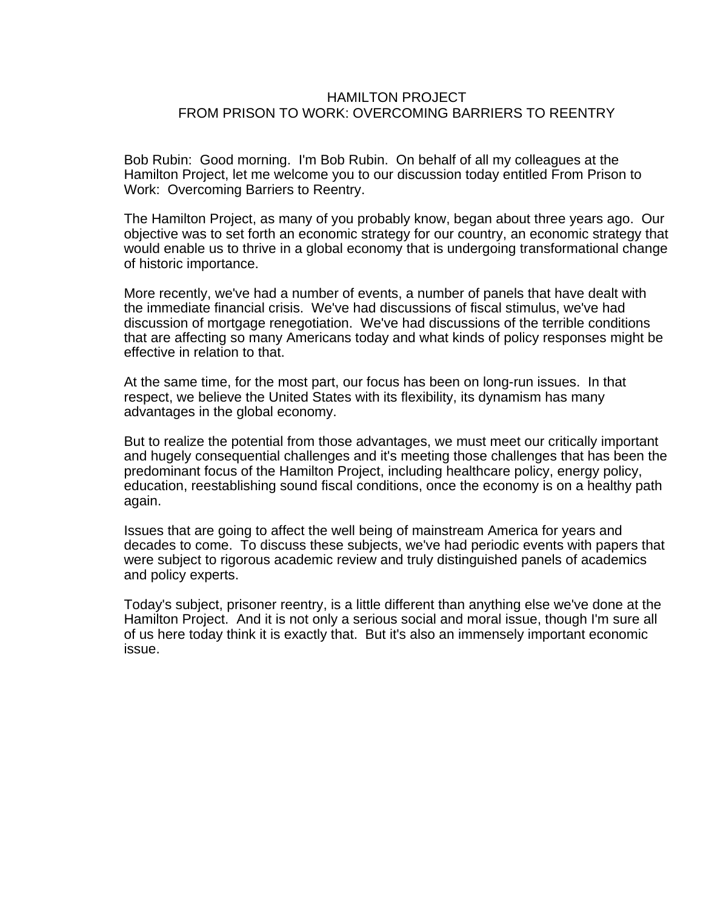# HAMILTON PROJECT
## FROM PRISON TO WORK: OVERCOMING BARRIERS TO REENTRY

Bob Rubin: Good morning. I'm Bob Rubin. On behalf of all my colleagues at the Hamilton Project, let me welcome you to our discussion today entitled From Prison to Work: Overcoming Barriers to Reentry.

The Hamilton Project, as many of you probably know, began about three years ago. Our objective was to set forth an economic strategy for our country, an economic strategy that would enable us to thrive in a global economy that is undergoing transformational change of historic importance.

More recently, we've had a number of events, a number of panels that have dealt with the immediate financial crisis. We've had discussions of fiscal stimulus, we've had discussion of mortgage renegotiation. We've had discussions of the terrible conditions that are affecting so many Americans today and what kinds of policy responses might be effective in relation to that.

At the same time, for the most part, our focus has been on long-run issues. In that respect, we believe the United States with its flexibility, its dynamism has many advantages in the global economy.

But to realize the potential from those advantages, we must meet our critically important and hugely consequential challenges and it's meeting those challenges that has been the predominant focus of the Hamilton Project, including healthcare policy, energy policy, education, reestablishing sound fiscal conditions, once the economy is on a healthy path again.

Issues that are going to affect the well being of mainstream America for years and decades to come. To discuss these subjects, we've had periodic events with papers that were subject to rigorous academic review and truly distinguished panels of academics and policy experts.

Today's subject, prisoner reentry, is a little different than anything else we've done at the Hamilton Project. And it is not only a serious social and moral issue, though I'm sure all of us here today think it is exactly that. But it's also an immensely important economic issue.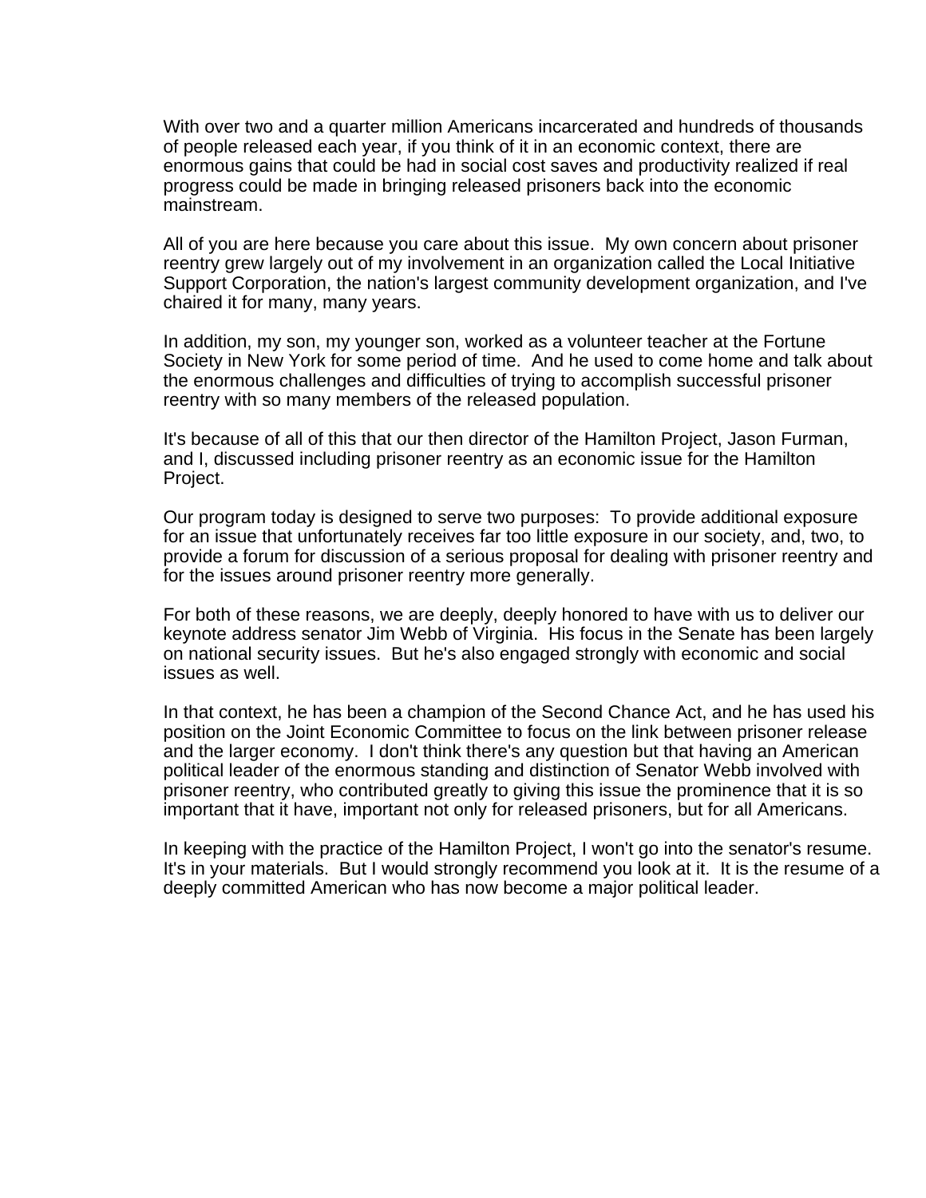With over two and a quarter million Americans incarcerated and hundreds of thousands of people released each year, if you think of it in an economic context, there are enormous gains that could be had in social cost saves and productivity realized if real progress could be made in bringing released prisoners back into the economic mainstream.

All of you are here because you care about this issue. My own concern about prisoner reentry grew largely out of my involvement in an organization called the Local Initiative Support Corporation, the nation's largest community development organization, and I've chaired it for many, many years.

In addition, my son, my younger son, worked as a volunteer teacher at the Fortune Society in New York for some period of time. And he used to come home and talk about the enormous challenges and difficulties of trying to accomplish successful prisoner reentry with so many members of the released population.

It's because of all of this that our then director of the Hamilton Project, Jason Furman, and I, discussed including prisoner reentry as an economic issue for the Hamilton Project.

Our program today is designed to serve two purposes: To provide additional exposure for an issue that unfortunately receives far too little exposure in our society, and, two, to provide a forum for discussion of a serious proposal for dealing with prisoner reentry and for the issues around prisoner reentry more generally.

For both of these reasons, we are deeply, deeply honored to have with us to deliver our keynote address senator Jim Webb of Virginia. His focus in the Senate has been largely on national security issues. But he's also engaged strongly with economic and social issues as well.

In that context, he has been a champion of the Second Chance Act, and he has used his position on the Joint Economic Committee to focus on the link between prisoner release and the larger economy. I don't think there's any question but that having an American political leader of the enormous standing and distinction of Senator Webb involved with prisoner reentry, who contributed greatly to giving this issue the prominence that it is so important that it have, important not only for released prisoners, but for all Americans.

In keeping with the practice of the Hamilton Project, I won't go into the senator's resume. It's in your materials. But I would strongly recommend you look at it. It is the resume of a deeply committed American who has now become a major political leader.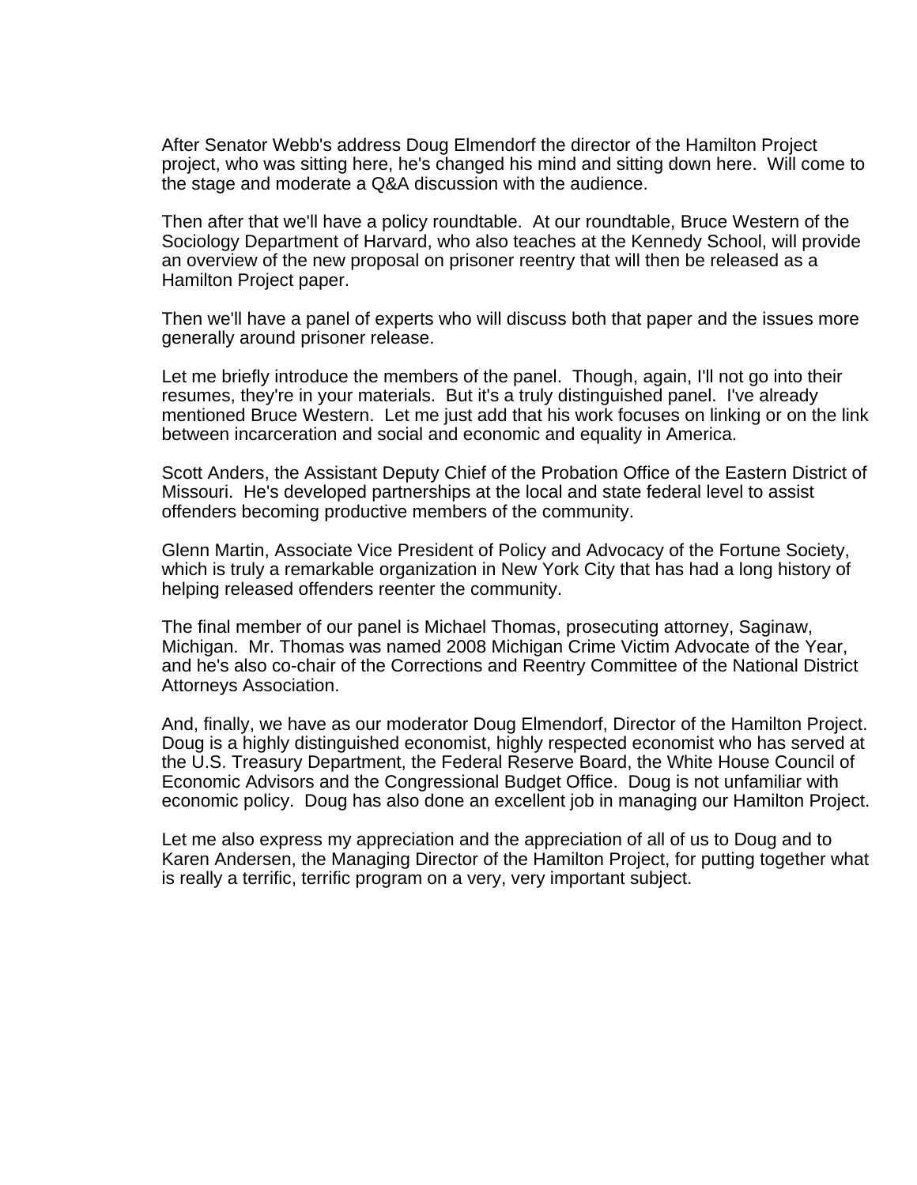After Senator Webb's address Doug Elmendorf the director of the Hamilton Project project, who was sitting here, he's changed his mind and sitting down here.  Will come to the stage and moderate a Q&A discussion with the audience.

Then after that we'll have a policy roundtable.  At our roundtable, Bruce Western of the Sociology Department of Harvard, who also teaches at the Kennedy School, will provide an overview of the new proposal on prisoner reentry that will then be released as a Hamilton Project paper.

Then we'll have a panel of experts who will discuss both that paper and the issues more generally around prisoner release.

Let me briefly introduce the members of the panel.  Though, again, I'll not go into their resumes, they're in your materials.  But it's a truly distinguished panel.  I've already mentioned Bruce Western.  Let me just add that his work focuses on linking or on the link between incarceration and social and economic and equality in America.

Scott Anders, the Assistant Deputy Chief of the Probation Office of the Eastern District of Missouri.  He's developed partnerships at the local and state federal level to assist offenders becoming productive members of the community.

Glenn Martin, Associate Vice President of Policy and Advocacy of the Fortune Society, which is truly a remarkable organization in New York City that has had a long history of helping released offenders reenter the community.

The final member of our panel is Michael Thomas, prosecuting attorney, Saginaw, Michigan.  Mr. Thomas was named 2008 Michigan Crime Victim Advocate of the Year, and he's also co-chair of the Corrections and Reentry Committee of the National District Attorneys Association.

And, finally, we have as our moderator Doug Elmendorf, Director of the Hamilton Project.  Doug is a highly distinguished economist, highly respected economist who has served at the U.S. Treasury Department, the Federal Reserve Board, the White House Council of Economic Advisors and the Congressional Budget Office.  Doug is not unfamiliar with economic policy.  Doug has also done an excellent job in managing our Hamilton Project.

Let me also express my appreciation and the appreciation of all of us to Doug and to Karen Andersen, the Managing Director of the Hamilton Project, for putting together what is really a terrific, terrific program on a very, very important subject.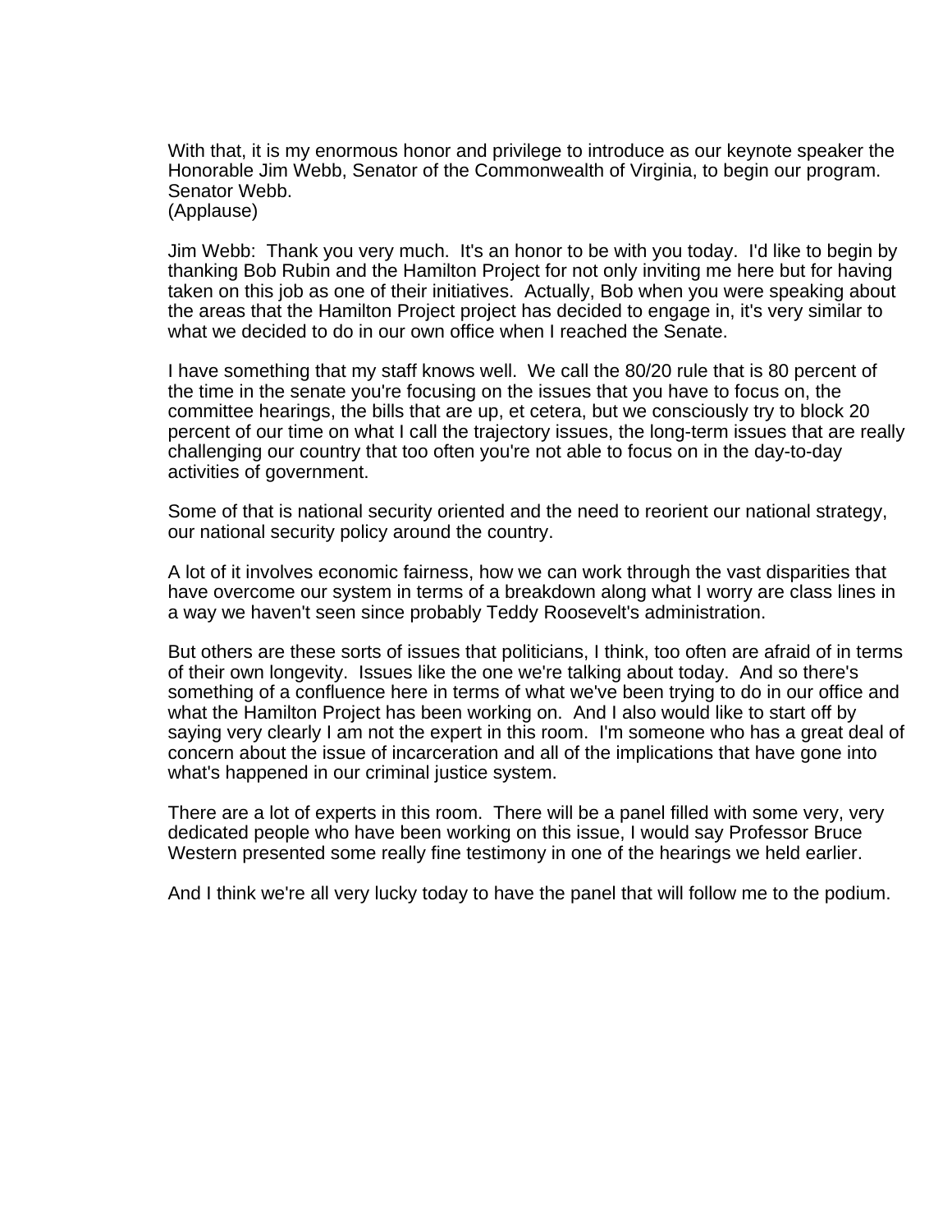With that, it is my enormous honor and privilege to introduce as our keynote speaker the Honorable Jim Webb, Senator of the Commonwealth of Virginia, to begin our program. Senator Webb.
(Applause)

Jim Webb: Thank you very much. It's an honor to be with you today. I'd like to begin by thanking Bob Rubin and the Hamilton Project for not only inviting me here but for having taken on this job as one of their initiatives. Actually, Bob when you were speaking about the areas that the Hamilton Project project has decided to engage in, it's very similar to what we decided to do in our own office when I reached the Senate.

I have something that my staff knows well. We call the 80/20 rule that is 80 percent of the time in the senate you're focusing on the issues that you have to focus on, the committee hearings, the bills that are up, et cetera, but we consciously try to block 20 percent of our time on what I call the trajectory issues, the long-term issues that are really challenging our country that too often you're not able to focus on in the day-to-day activities of government.

Some of that is national security oriented and the need to reorient our national strategy, our national security policy around the country.

A lot of it involves economic fairness, how we can work through the vast disparities that have overcome our system in terms of a breakdown along what I worry are class lines in a way we haven't seen since probably Teddy Roosevelt's administration.

But others are these sorts of issues that politicians, I think, too often are afraid of in terms of their own longevity. Issues like the one we're talking about today. And so there's something of a confluence here in terms of what we've been trying to do in our office and what the Hamilton Project has been working on. And I also would like to start off by saying very clearly I am not the expert in this room. I'm someone who has a great deal of concern about the issue of incarceration and all of the implications that have gone into what's happened in our criminal justice system.

There are a lot of experts in this room. There will be a panel filled with some very, very dedicated people who have been working on this issue, I would say Professor Bruce Western presented some really fine testimony in one of the hearings we held earlier.

And I think we're all very lucky today to have the panel that will follow me to the podium.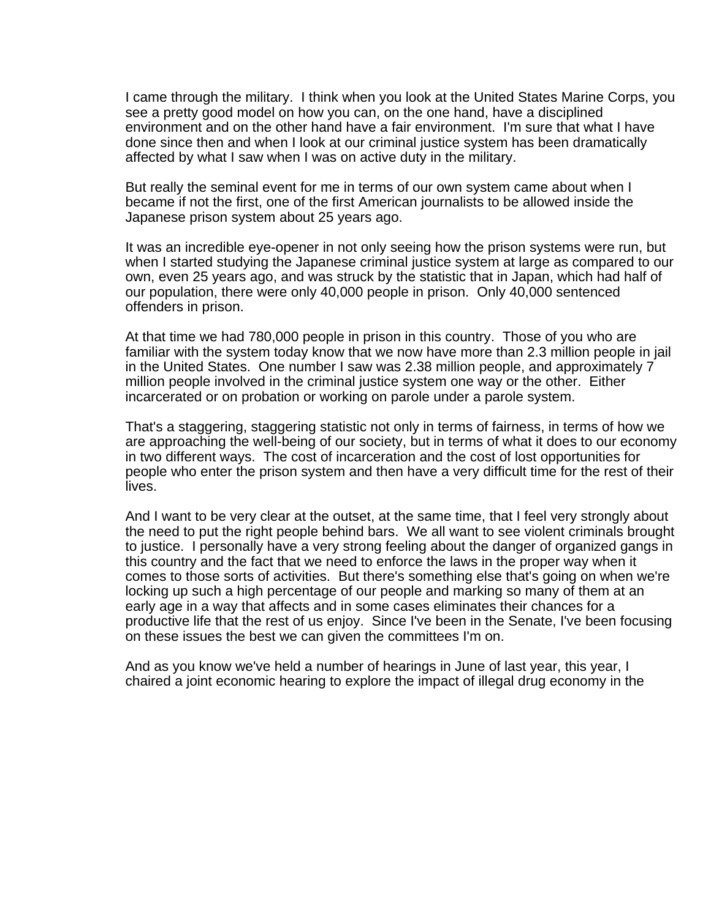I came through the military.  I think when you look at the United States Marine Corps, you see a pretty good model on how you can, on the one hand, have a disciplined environment and on the other hand have a fair environment.  I'm sure that what I have done since then and when I look at our criminal justice system has been dramatically affected by what I saw when I was on active duty in the military.

But really the seminal event for me in terms of our own system came about when I became if not the first, one of the first American journalists to be allowed inside the Japanese prison system about 25 years ago.

It was an incredible eye-opener in not only seeing how the prison systems were run, but when I started studying the Japanese criminal justice system at large as compared to our own, even 25 years ago, and was struck by the statistic that in Japan, which had half of our population, there were only 40,000 people in prison.  Only 40,000 sentenced offenders in prison.

At that time we had 780,000 people in prison in this country.  Those of you who are familiar with the system today know that we now have more than 2.3 million people in jail in the United States.  One number I saw was 2.38 million people, and approximately 7 million people involved in the criminal justice system one way or the other.  Either incarcerated or on probation or working on parole under a parole system.

That's a staggering, staggering statistic not only in terms of fairness, in terms of how we are approaching the well-being of our society, but in terms of what it does to our economy in two different ways.  The cost of incarceration and the cost of lost opportunities for people who enter the prison system and then have a very difficult time for the rest of their lives.

And I want to be very clear at the outset, at the same time, that I feel very strongly about the need to put the right people behind bars.  We all want to see violent criminals brought to justice.  I personally have a very strong feeling about the danger of organized gangs in this country and the fact that we need to enforce the laws in the proper way when it comes to those sorts of activities.  But there's something else that's going on when we're locking up such a high percentage of our people and marking so many of them at an early age in a way that affects and in some cases eliminates their chances for a productive life that the rest of us enjoy.  Since I've been in the Senate, I've been focusing on these issues the best we can given the committees I'm on.

And as you know we've held a number of hearings in June of last year, this year, I chaired a joint economic hearing to explore the impact of illegal drug economy in the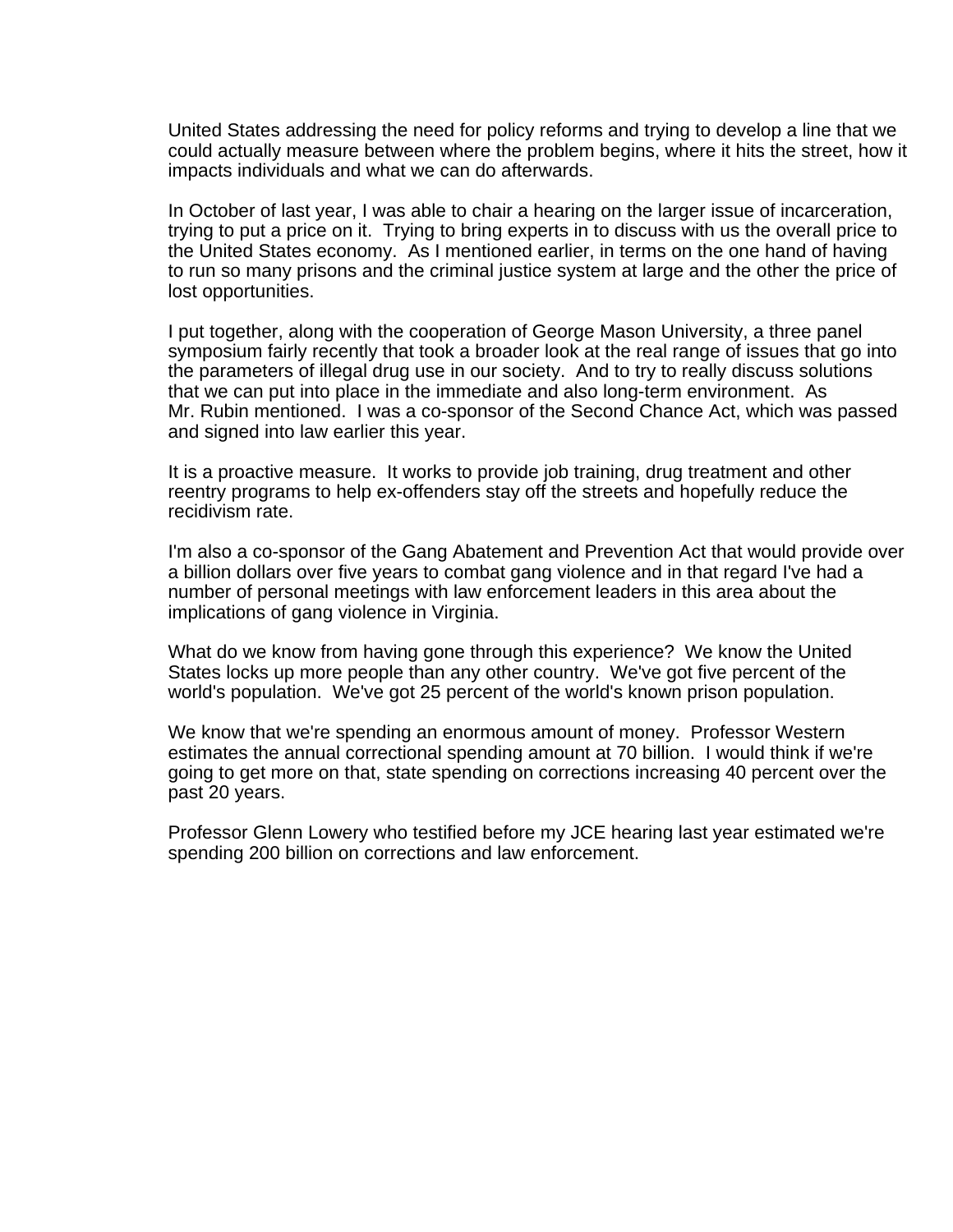United States addressing the need for policy reforms and trying to develop a line that we could actually measure between where the problem begins, where it hits the street, how it impacts individuals and what we can do afterwards.

In October of last year, I was able to chair a hearing on the larger issue of incarceration, trying to put a price on it. Trying to bring experts in to discuss with us the overall price to the United States economy. As I mentioned earlier, in terms on the one hand of having to run so many prisons and the criminal justice system at large and the other the price of lost opportunities.

I put together, along with the cooperation of George Mason University, a three panel symposium fairly recently that took a broader look at the real range of issues that go into the parameters of illegal drug use in our society. And to try to really discuss solutions that we can put into place in the immediate and also long-term environment. As Mr. Rubin mentioned. I was a co-sponsor of the Second Chance Act, which was passed and signed into law earlier this year.

It is a proactive measure. It works to provide job training, drug treatment and other reentry programs to help ex-offenders stay off the streets and hopefully reduce the recidivism rate.

I'm also a co-sponsor of the Gang Abatement and Prevention Act that would provide over a billion dollars over five years to combat gang violence and in that regard I've had a number of personal meetings with law enforcement leaders in this area about the implications of gang violence in Virginia.

What do we know from having gone through this experience? We know the United States locks up more people than any other country. We've got five percent of the world's population. We've got 25 percent of the world's known prison population.

We know that we're spending an enormous amount of money. Professor Western estimates the annual correctional spending amount at 70 billion. I would think if we're going to get more on that, state spending on corrections increasing 40 percent over the past 20 years.

Professor Glenn Lowery who testified before my JCE hearing last year estimated we're spending 200 billion on corrections and law enforcement.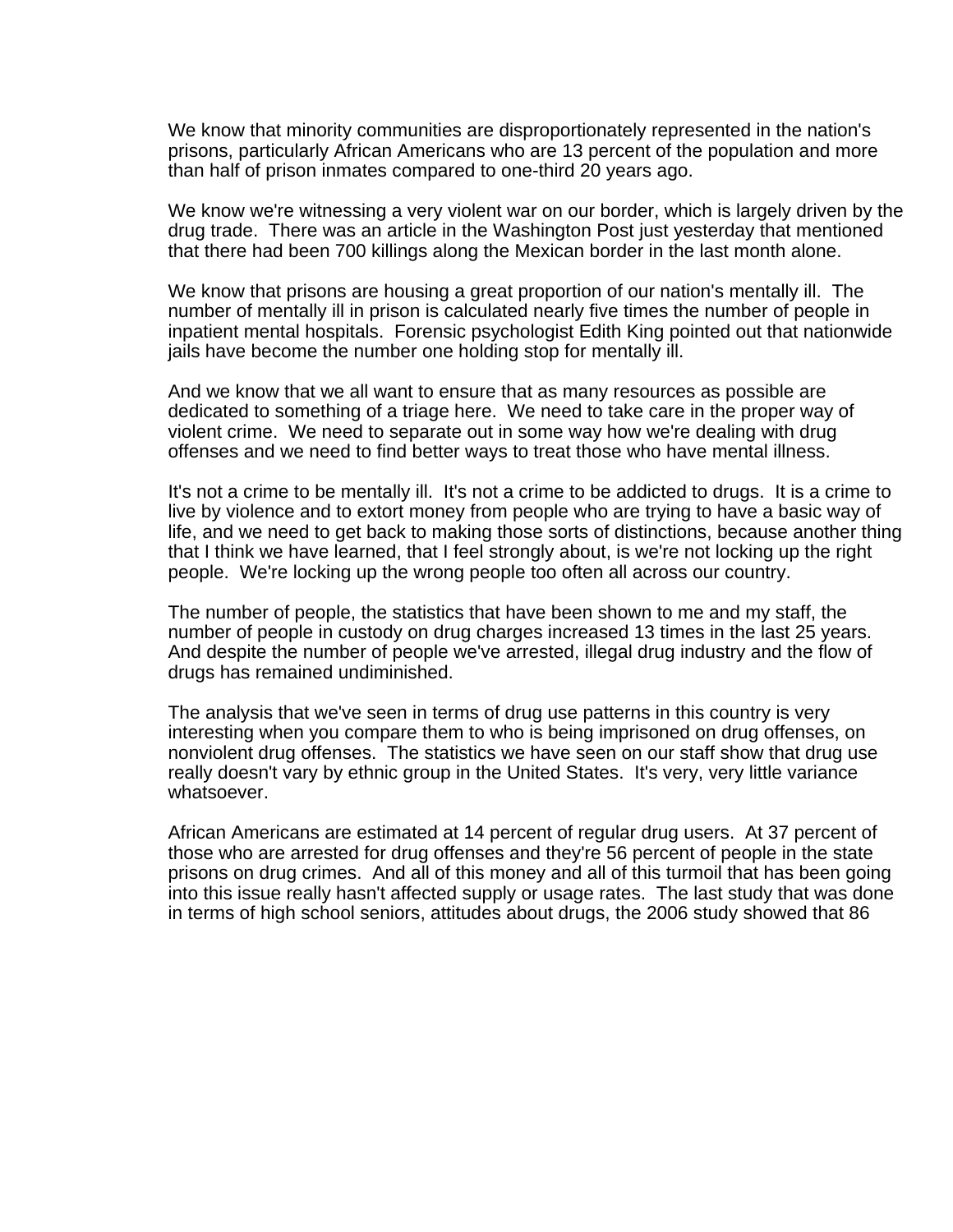We know that minority communities are disproportionately represented in the nation's prisons, particularly African Americans who are 13 percent of the population and more than half of prison inmates compared to one-third 20 years ago.

We know we're witnessing a very violent war on our border, which is largely driven by the drug trade. There was an article in the Washington Post just yesterday that mentioned that there had been 700 killings along the Mexican border in the last month alone.

We know that prisons are housing a great proportion of our nation's mentally ill. The number of mentally ill in prison is calculated nearly five times the number of people in inpatient mental hospitals. Forensic psychologist Edith King pointed out that nationwide jails have become the number one holding stop for mentally ill.

And we know that we all want to ensure that as many resources as possible are dedicated to something of a triage here. We need to take care in the proper way of violent crime. We need to separate out in some way how we're dealing with drug offenses and we need to find better ways to treat those who have mental illness.

It's not a crime to be mentally ill. It's not a crime to be addicted to drugs. It is a crime to live by violence and to extort money from people who are trying to have a basic way of life, and we need to get back to making those sorts of distinctions, because another thing that I think we have learned, that I feel strongly about, is we're not locking up the right people. We're locking up the wrong people too often all across our country.

The number of people, the statistics that have been shown to me and my staff, the number of people in custody on drug charges increased 13 times in the last 25 years. And despite the number of people we've arrested, illegal drug industry and the flow of drugs has remained undiminished.

The analysis that we've seen in terms of drug use patterns in this country is very interesting when you compare them to who is being imprisoned on drug offenses, on nonviolent drug offenses. The statistics we have seen on our staff show that drug use really doesn't vary by ethnic group in the United States. It's very, very little variance whatsoever.

African Americans are estimated at 14 percent of regular drug users. At 37 percent of those who are arrested for drug offenses and they're 56 percent of people in the state prisons on drug crimes. And all of this money and all of this turmoil that has been going into this issue really hasn't affected supply or usage rates. The last study that was done in terms of high school seniors, attitudes about drugs, the 2006 study showed that 86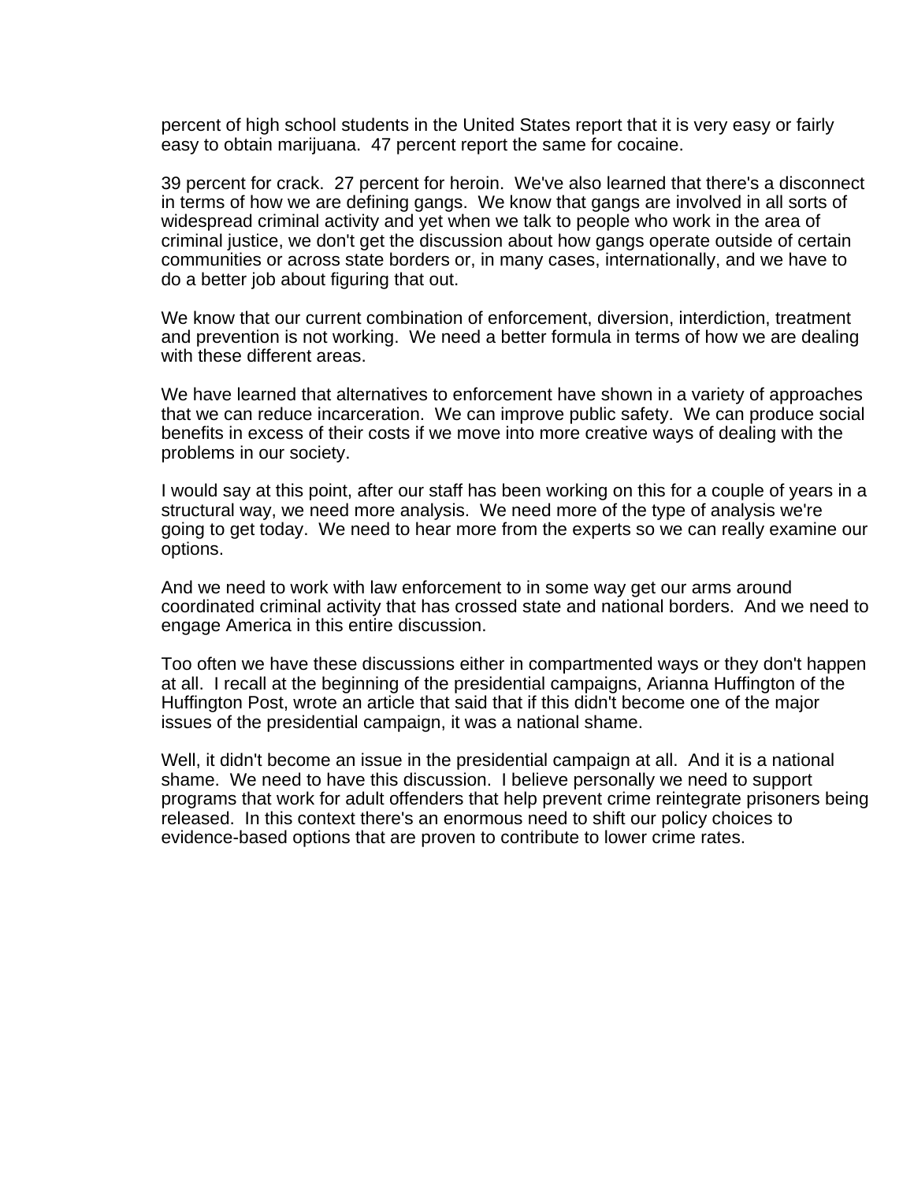percent of high school students in the United States report that it is very easy or fairly easy to obtain marijuana. 47 percent report the same for cocaine.

39 percent for crack. 27 percent for heroin. We've also learned that there's a disconnect in terms of how we are defining gangs. We know that gangs are involved in all sorts of widespread criminal activity and yet when we talk to people who work in the area of criminal justice, we don't get the discussion about how gangs operate outside of certain communities or across state borders or, in many cases, internationally, and we have to do a better job about figuring that out.

We know that our current combination of enforcement, diversion, interdiction, treatment and prevention is not working. We need a better formula in terms of how we are dealing with these different areas.

We have learned that alternatives to enforcement have shown in a variety of approaches that we can reduce incarceration. We can improve public safety. We can produce social benefits in excess of their costs if we move into more creative ways of dealing with the problems in our society.

I would say at this point, after our staff has been working on this for a couple of years in a structural way, we need more analysis. We need more of the type of analysis we're going to get today. We need to hear more from the experts so we can really examine our options.

And we need to work with law enforcement to in some way get our arms around coordinated criminal activity that has crossed state and national borders. And we need to engage America in this entire discussion.

Too often we have these discussions either in compartmented ways or they don't happen at all. I recall at the beginning of the presidential campaigns, Arianna Huffington of the Huffington Post, wrote an article that said that if this didn't become one of the major issues of the presidential campaign, it was a national shame.

Well, it didn't become an issue in the presidential campaign at all. And it is a national shame. We need to have this discussion. I believe personally we need to support programs that work for adult offenders that help prevent crime reintegrate prisoners being released. In this context there's an enormous need to shift our policy choices to evidence-based options that are proven to contribute to lower crime rates.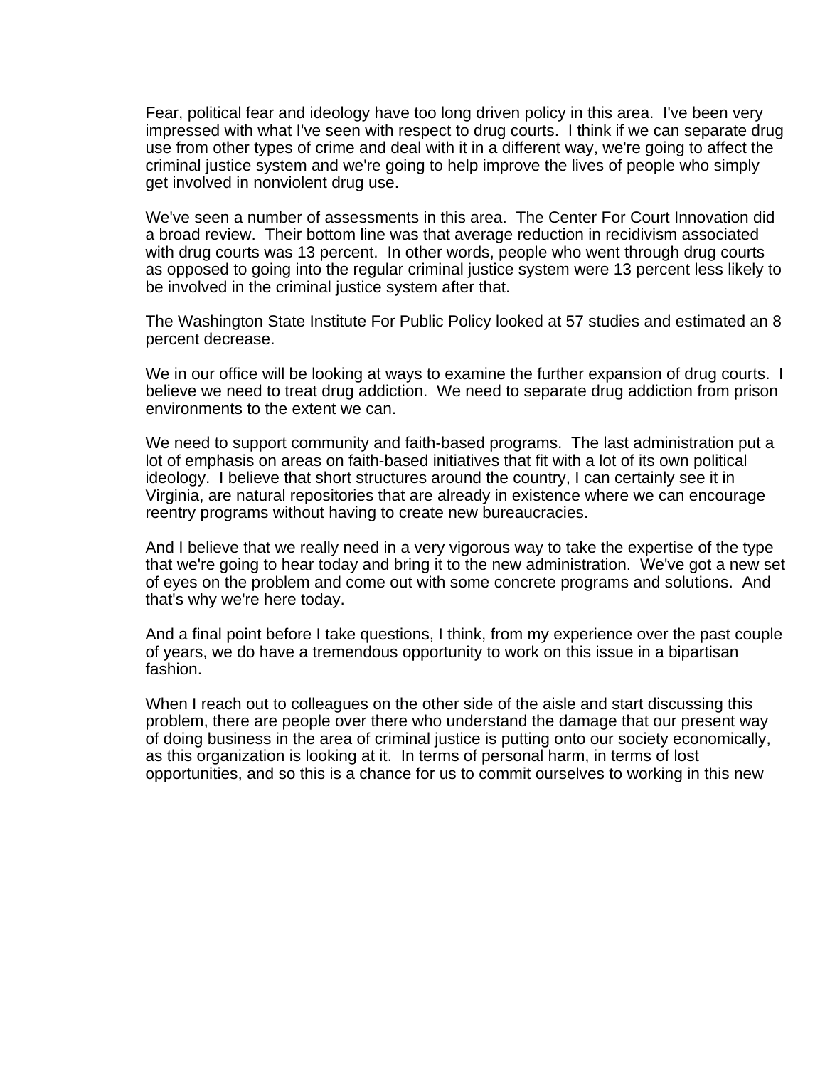Fear, political fear and ideology have too long driven policy in this area. I've been very impressed with what I've seen with respect to drug courts. I think if we can separate drug use from other types of crime and deal with it in a different way, we're going to affect the criminal justice system and we're going to help improve the lives of people who simply get involved in nonviolent drug use.

We've seen a number of assessments in this area. The Center For Court Innovation did a broad review. Their bottom line was that average reduction in recidivism associated with drug courts was 13 percent. In other words, people who went through drug courts as opposed to going into the regular criminal justice system were 13 percent less likely to be involved in the criminal justice system after that.

The Washington State Institute For Public Policy looked at 57 studies and estimated an 8 percent decrease.

We in our office will be looking at ways to examine the further expansion of drug courts. I believe we need to treat drug addiction. We need to separate drug addiction from prison environments to the extent we can.

We need to support community and faith-based programs. The last administration put a lot of emphasis on areas on faith-based initiatives that fit with a lot of its own political ideology. I believe that short structures around the country, I can certainly see it in Virginia, are natural repositories that are already in existence where we can encourage reentry programs without having to create new bureaucracies.

And I believe that we really need in a very vigorous way to take the expertise of the type that we're going to hear today and bring it to the new administration. We've got a new set of eyes on the problem and come out with some concrete programs and solutions. And that's why we're here today.

And a final point before I take questions, I think, from my experience over the past couple of years, we do have a tremendous opportunity to work on this issue in a bipartisan fashion.

When I reach out to colleagues on the other side of the aisle and start discussing this problem, there are people over there who understand the damage that our present way of doing business in the area of criminal justice is putting onto our society economically, as this organization is looking at it. In terms of personal harm, in terms of lost opportunities, and so this is a chance for us to commit ourselves to working in this new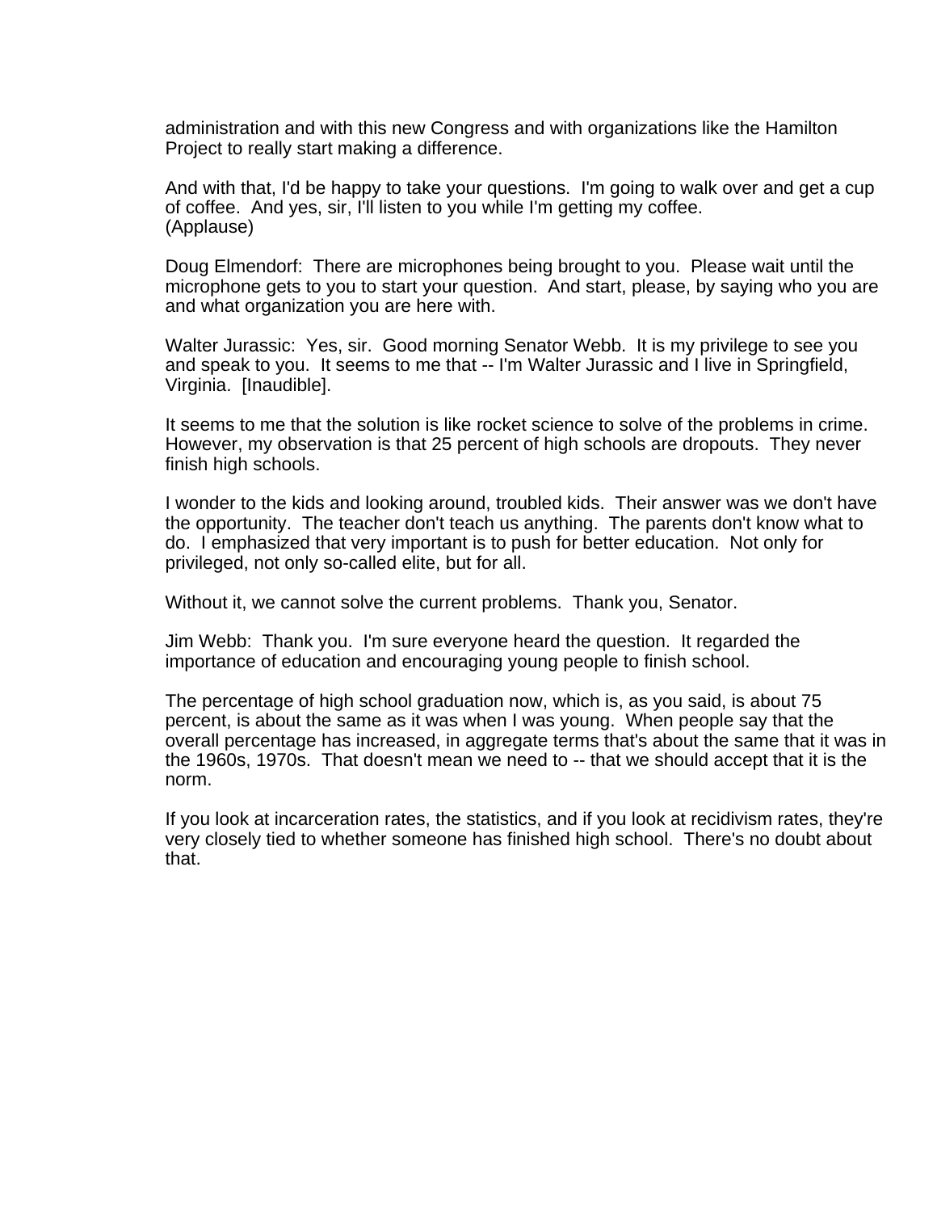administration and with this new Congress and with organizations like the Hamilton Project to really start making a difference.

And with that, I'd be happy to take your questions. I'm going to walk over and get a cup of coffee. And yes, sir, I'll listen to you while I'm getting my coffee.
(Applause)

Doug Elmendorf: There are microphones being brought to you. Please wait until the microphone gets to you to start your question. And start, please, by saying who you are and what organization you are here with.

Walter Jurassic: Yes, sir. Good morning Senator Webb. It is my privilege to see you and speak to you. It seems to me that -- I'm Walter Jurassic and I live in Springfield, Virginia. [Inaudible].

It seems to me that the solution is like rocket science to solve of the problems in crime. However, my observation is that 25 percent of high schools are dropouts. They never finish high schools.

I wonder to the kids and looking around, troubled kids. Their answer was we don't have the opportunity. The teacher don't teach us anything. The parents don't know what to do. I emphasized that very important is to push for better education. Not only for privileged, not only so-called elite, but for all.

Without it, we cannot solve the current problems. Thank you, Senator.

Jim Webb: Thank you. I'm sure everyone heard the question. It regarded the importance of education and encouraging young people to finish school.

The percentage of high school graduation now, which is, as you said, is about 75 percent, is about the same as it was when I was young. When people say that the overall percentage has increased, in aggregate terms that's about the same that it was in the 1960s, 1970s. That doesn't mean we need to -- that we should accept that it is the norm.

If you look at incarceration rates, the statistics, and if you look at recidivism rates, they're very closely tied to whether someone has finished high school. There's no doubt about that.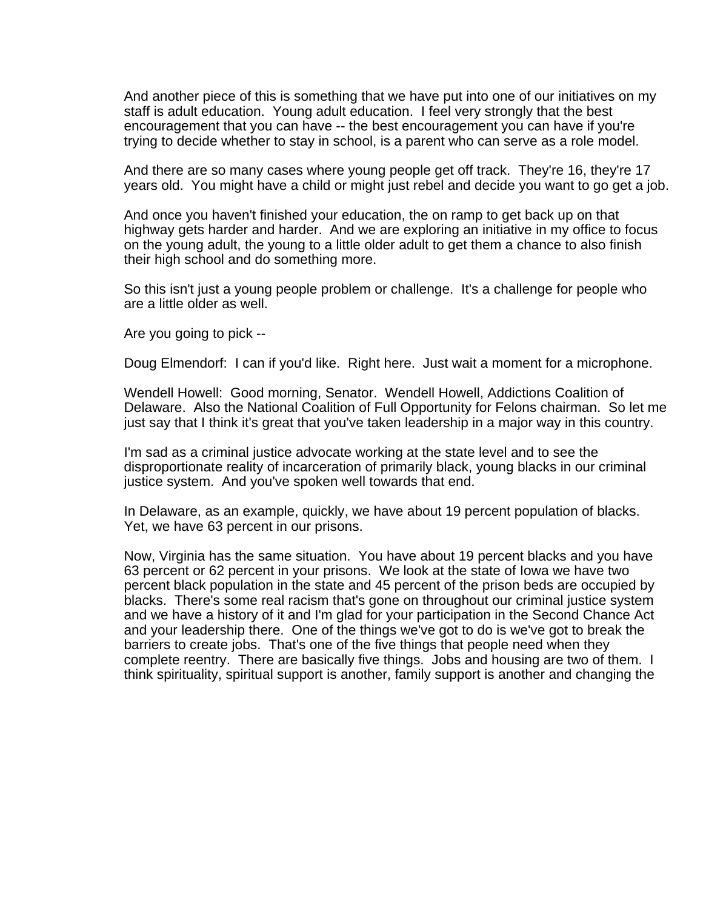And another piece of this is something that we have put into one of our initiatives on my staff is adult education. Young adult education. I feel very strongly that the best encouragement that you can have -- the best encouragement you can have if you're trying to decide whether to stay in school, is a parent who can serve as a role model.

And there are so many cases where young people get off track. They're 16, they're 17 years old. You might have a child or might just rebel and decide you want to go get a job.

And once you haven't finished your education, the on ramp to get back up on that highway gets harder and harder. And we are exploring an initiative in my office to focus on the young adult, the young to a little older adult to get them a chance to also finish their high school and do something more.

So this isn't just a young people problem or challenge. It's a challenge for people who are a little older as well.

Are you going to pick --

Doug Elmendorf: I can if you'd like. Right here. Just wait a moment for a microphone.

Wendell Howell: Good morning, Senator. Wendell Howell, Addictions Coalition of Delaware. Also the National Coalition of Full Opportunity for Felons chairman. So let me just say that I think it's great that you've taken leadership in a major way in this country.

I'm sad as a criminal justice advocate working at the state level and to see the disproportionate reality of incarceration of primarily black, young blacks in our criminal justice system. And you've spoken well towards that end.

In Delaware, as an example, quickly, we have about 19 percent population of blacks. Yet, we have 63 percent in our prisons.

Now, Virginia has the same situation. You have about 19 percent blacks and you have 63 percent or 62 percent in your prisons. We look at the state of Iowa we have two percent black population in the state and 45 percent of the prison beds are occupied by blacks. There's some real racism that's gone on throughout our criminal justice system and we have a history of it and I'm glad for your participation in the Second Chance Act and your leadership there. One of the things we've got to do is we've got to break the barriers to create jobs. That's one of the five things that people need when they complete reentry. There are basically five things. Jobs and housing are two of them. I think spirituality, spiritual support is another, family support is another and changing the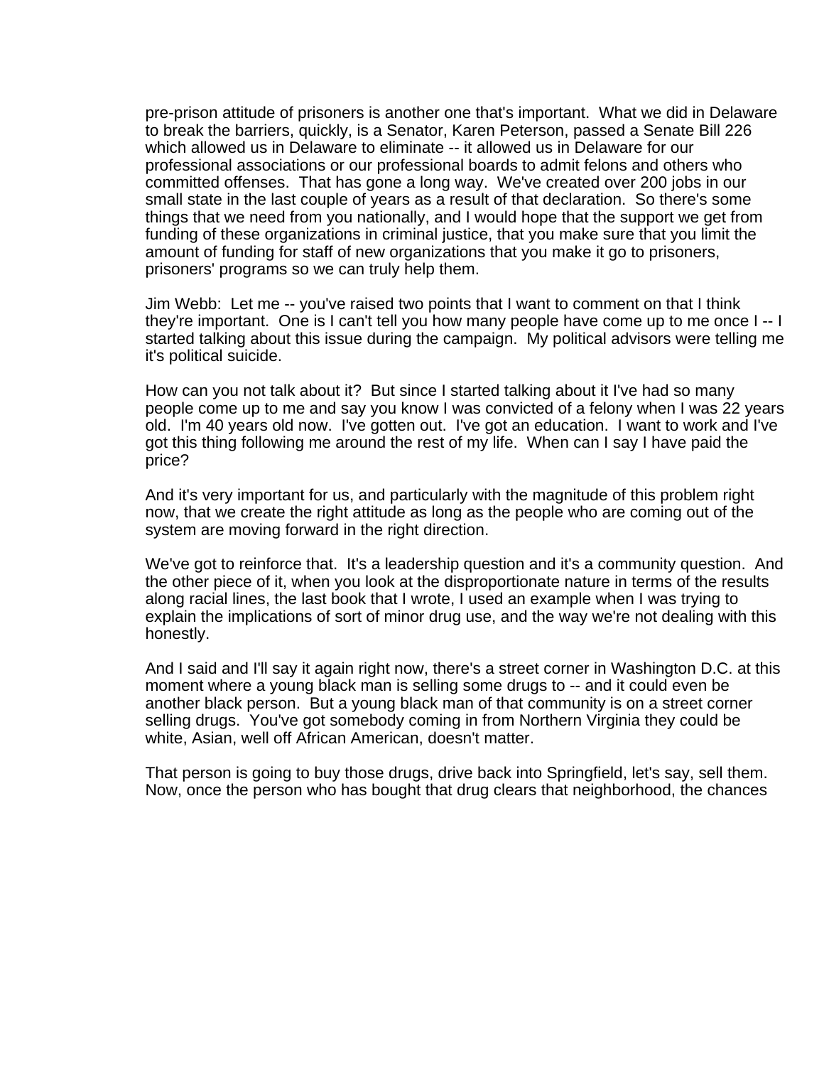pre-prison attitude of prisoners is another one that's important. What we did in Delaware to break the barriers, quickly, is a Senator, Karen Peterson, passed a Senate Bill 226 which allowed us in Delaware to eliminate -- it allowed us in Delaware for our professional associations or our professional boards to admit felons and others who committed offenses. That has gone a long way. We've created over 200 jobs in our small state in the last couple of years as a result of that declaration. So there's some things that we need from you nationally, and I would hope that the support we get from funding of these organizations in criminal justice, that you make sure that you limit the amount of funding for staff of new organizations that you make it go to prisoners, prisoners' programs so we can truly help them.

Jim Webb: Let me -- you've raised two points that I want to comment on that I think they're important. One is I can't tell you how many people have come up to me once I -- I started talking about this issue during the campaign. My political advisors were telling me it's political suicide.

How can you not talk about it? But since I started talking about it I've had so many people come up to me and say you know I was convicted of a felony when I was 22 years old. I'm 40 years old now. I've gotten out. I've got an education. I want to work and I've got this thing following me around the rest of my life. When can I say I have paid the price?

And it's very important for us, and particularly with the magnitude of this problem right now, that we create the right attitude as long as the people who are coming out of the system are moving forward in the right direction.

We've got to reinforce that. It's a leadership question and it's a community question. And the other piece of it, when you look at the disproportionate nature in terms of the results along racial lines, the last book that I wrote, I used an example when I was trying to explain the implications of sort of minor drug use, and the way we're not dealing with this honestly.

And I said and I'll say it again right now, there's a street corner in Washington D.C. at this moment where a young black man is selling some drugs to -- and it could even be another black person. But a young black man of that community is on a street corner selling drugs. You've got somebody coming in from Northern Virginia they could be white, Asian, well off African American, doesn't matter.

That person is going to buy those drugs, drive back into Springfield, let's say, sell them. Now, once the person who has bought that drug clears that neighborhood, the chances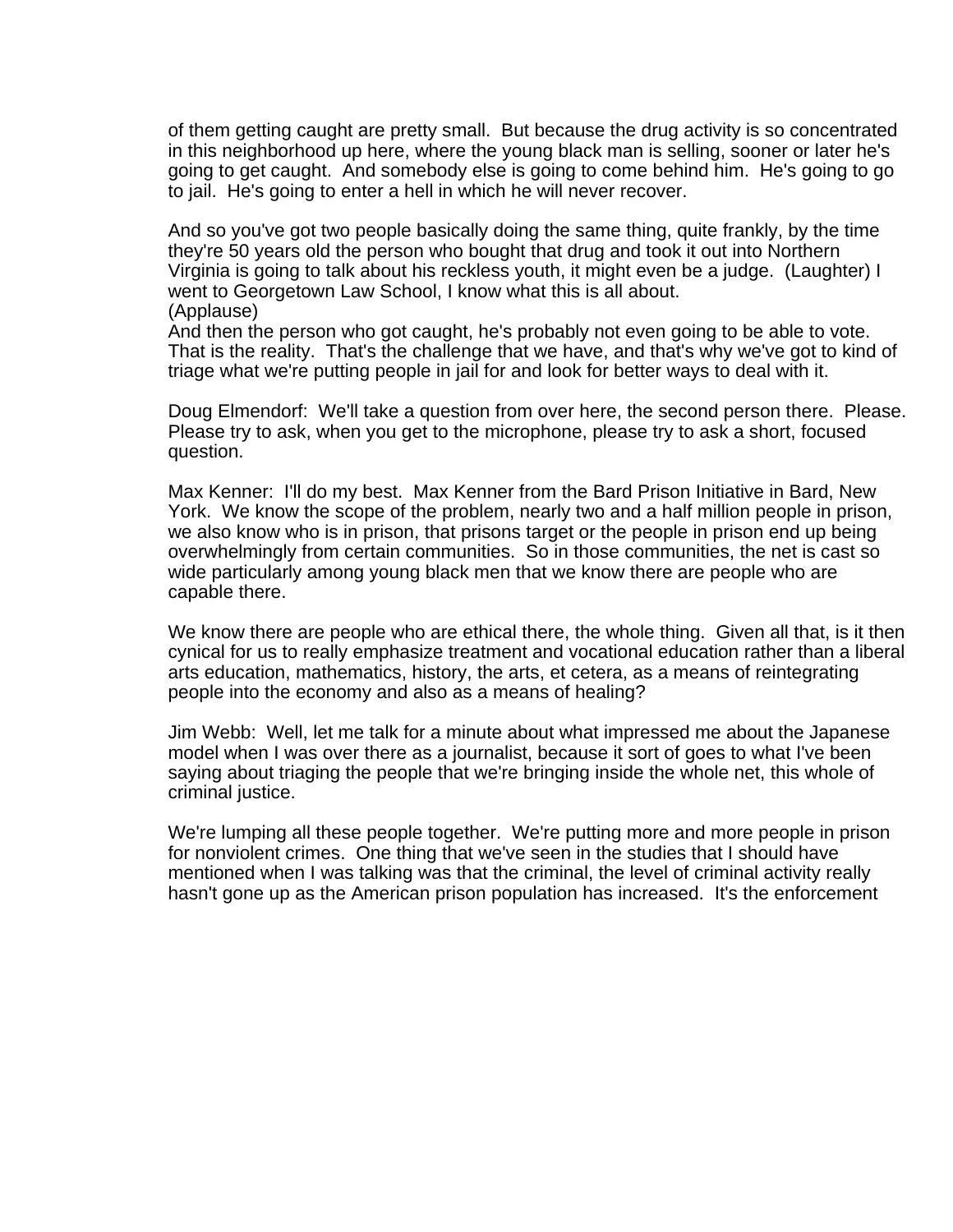of them getting caught are pretty small.  But because the drug activity is so concentrated in this neighborhood up here, where the young black man is selling, sooner or later he's going to get caught.  And somebody else is going to come behind him.  He's going to go to jail.  He's going to enter a hell in which he will never recover.

And so you've got two people basically doing the same thing, quite frankly, by the time they're 50 years old the person who bought that drug and took it out into Northern Virginia is going to talk about his reckless youth, it might even be a judge.  (Laughter) I went to Georgetown Law School, I know what this is all about.
(Applause)
And then the person who got caught, he's probably not even going to be able to vote.  That is the reality.  That's the challenge that we have, and that's why we've got to kind of triage what we're putting people in jail for and look for better ways to deal with it.

Doug Elmendorf:  We'll take a question from over here, the second person there.  Please.  Please try to ask, when you get to the microphone, please try to ask a short, focused question.

Max Kenner:  I'll do my best.  Max Kenner from the Bard Prison Initiative in Bard, New York.  We know the scope of the problem, nearly two and a half million people in prison, we also know who is in prison, that prisons target or the people in prison end up being overwhelmingly from certain communities.  So in those communities, the net is cast so wide particularly among young black men that we know there are people who are capable there.

We know there are people who are ethical there, the whole thing.  Given all that, is it then cynical for us to really emphasize treatment and vocational education rather than a liberal arts education, mathematics, history, the arts, et cetera, as a means of reintegrating people into the economy and also as a means of healing?

Jim Webb:  Well, let me talk for a minute about what impressed me about the Japanese model when I was over there as a journalist, because it sort of goes to what I've been saying about triaging the people that we're bringing inside the whole net, this whole of criminal justice.

We're lumping all these people together.  We're putting more and more people in prison for nonviolent crimes.  One thing that we've seen in the studies that I should have mentioned when I was talking was that the criminal, the level of criminal activity really hasn't gone up as the American prison population has increased.  It's the enforcement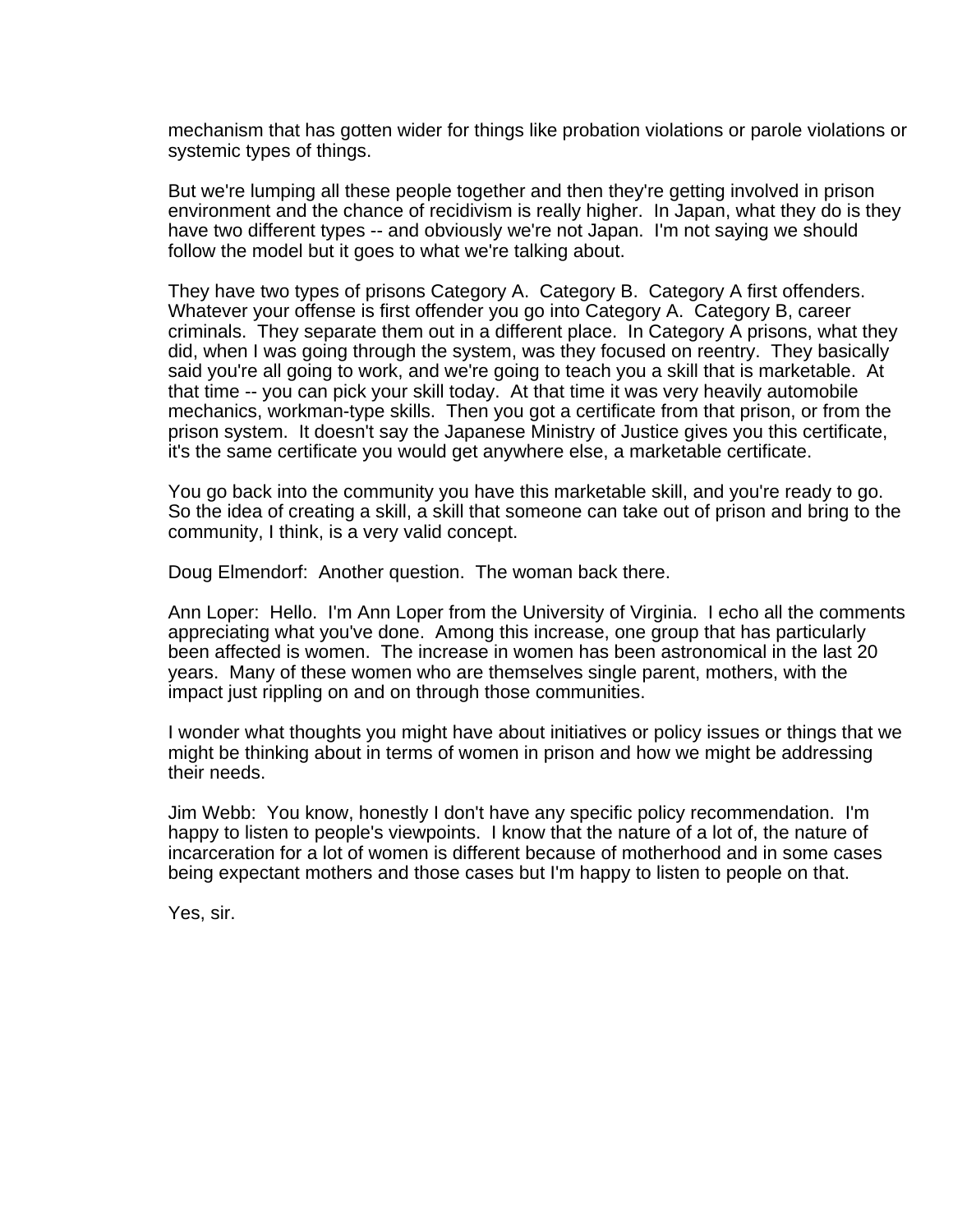mechanism that has gotten wider for things like probation violations or parole violations or systemic types of things.

But we're lumping all these people together and then they're getting involved in prison environment and the chance of recidivism is really higher. In Japan, what they do is they have two different types -- and obviously we're not Japan. I'm not saying we should follow the model but it goes to what we're talking about.

They have two types of prisons Category A. Category B. Category A first offenders. Whatever your offense is first offender you go into Category A. Category B, career criminals. They separate them out in a different place. In Category A prisons, what they did, when I was going through the system, was they focused on reentry. They basically said you're all going to work, and we're going to teach you a skill that is marketable. At that time -- you can pick your skill today. At that time it was very heavily automobile mechanics, workman-type skills. Then you got a certificate from that prison, or from the prison system. It doesn't say the Japanese Ministry of Justice gives you this certificate, it's the same certificate you would get anywhere else, a marketable certificate.

You go back into the community you have this marketable skill, and you're ready to go. So the idea of creating a skill, a skill that someone can take out of prison and bring to the community, I think, is a very valid concept.

Doug Elmendorf: Another question. The woman back there.

Ann Loper: Hello. I'm Ann Loper from the University of Virginia. I echo all the comments appreciating what you've done. Among this increase, one group that has particularly been affected is women. The increase in women has been astronomical in the last 20 years. Many of these women who are themselves single parent, mothers, with the impact just rippling on and on through those communities.

I wonder what thoughts you might have about initiatives or policy issues or things that we might be thinking about in terms of women in prison and how we might be addressing their needs.

Jim Webb: You know, honestly I don't have any specific policy recommendation. I'm happy to listen to people's viewpoints. I know that the nature of a lot of, the nature of incarceration for a lot of women is different because of motherhood and in some cases being expectant mothers and those cases but I'm happy to listen to people on that.

Yes, sir.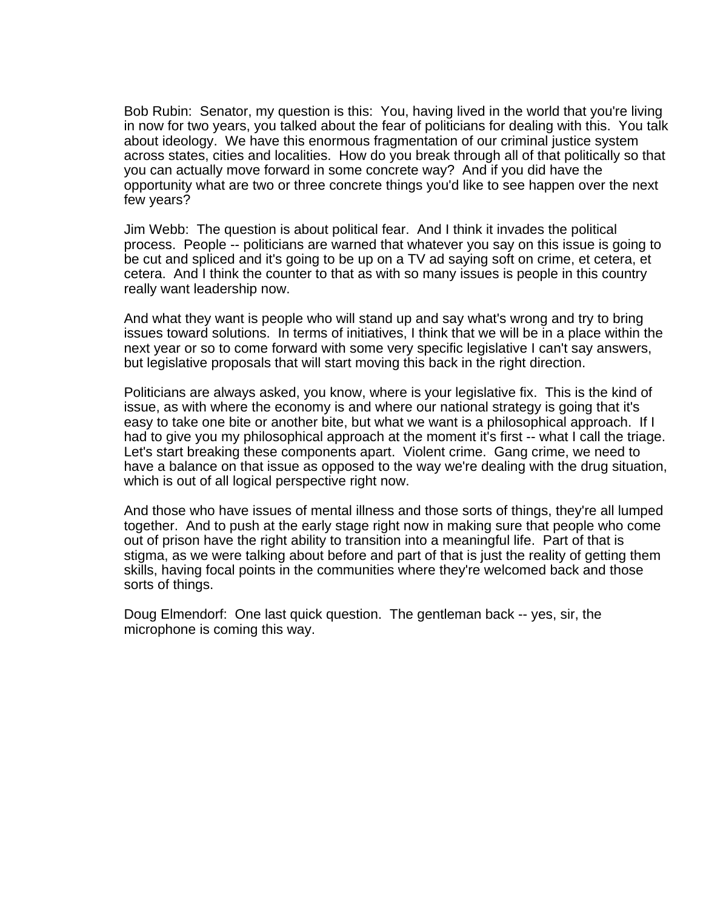Bob Rubin: Senator, my question is this: You, having lived in the world that you're living in now for two years, you talked about the fear of politicians for dealing with this. You talk about ideology. We have this enormous fragmentation of our criminal justice system across states, cities and localities. How do you break through all of that politically so that you can actually move forward in some concrete way? And if you did have the opportunity what are two or three concrete things you'd like to see happen over the next few years?

Jim Webb: The question is about political fear. And I think it invades the political process. People -- politicians are warned that whatever you say on this issue is going to be cut and spliced and it's going to be up on a TV ad saying soft on crime, et cetera, et cetera. And I think the counter to that as with so many issues is people in this country really want leadership now.

And what they want is people who will stand up and say what's wrong and try to bring issues toward solutions. In terms of initiatives, I think that we will be in a place within the next year or so to come forward with some very specific legislative I can't say answers, but legislative proposals that will start moving this back in the right direction.

Politicians are always asked, you know, where is your legislative fix. This is the kind of issue, as with where the economy is and where our national strategy is going that it's easy to take one bite or another bite, but what we want is a philosophical approach. If I had to give you my philosophical approach at the moment it's first -- what I call the triage. Let's start breaking these components apart. Violent crime. Gang crime, we need to have a balance on that issue as opposed to the way we're dealing with the drug situation, which is out of all logical perspective right now.

And those who have issues of mental illness and those sorts of things, they're all lumped together. And to push at the early stage right now in making sure that people who come out of prison have the right ability to transition into a meaningful life. Part of that is stigma, as we were talking about before and part of that is just the reality of getting them skills, having focal points in the communities where they're welcomed back and those sorts of things.

Doug Elmendorf: One last quick question. The gentleman back -- yes, sir, the microphone is coming this way.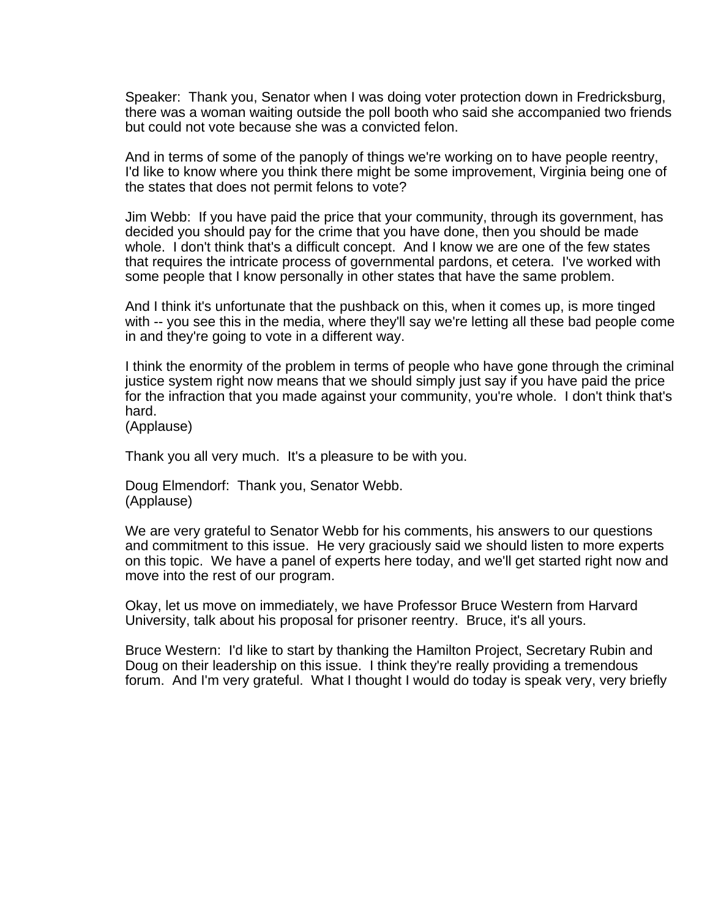Speaker: Thank you, Senator when I was doing voter protection down in Fredricksburg, there was a woman waiting outside the poll booth who said she accompanied two friends but could not vote because she was a convicted felon.

And in terms of some of the panoply of things we're working on to have people reentry, I'd like to know where you think there might be some improvement, Virginia being one of the states that does not permit felons to vote?

Jim Webb: If you have paid the price that your community, through its government, has decided you should pay for the crime that you have done, then you should be made whole. I don't think that's a difficult concept. And I know we are one of the few states that requires the intricate process of governmental pardons, et cetera. I've worked with some people that I know personally in other states that have the same problem.

And I think it's unfortunate that the pushback on this, when it comes up, is more tinged with -- you see this in the media, where they'll say we're letting all these bad people come in and they're going to vote in a different way.

I think the enormity of the problem in terms of people who have gone through the criminal justice system right now means that we should simply just say if you have paid the price for the infraction that you made against your community, you're whole. I don't think that's hard.
(Applause)

Thank you all very much. It's a pleasure to be with you.

Doug Elmendorf: Thank you, Senator Webb.
(Applause)

We are very grateful to Senator Webb for his comments, his answers to our questions and commitment to this issue. He very graciously said we should listen to more experts on this topic. We have a panel of experts here today, and we'll get started right now and move into the rest of our program.

Okay, let us move on immediately, we have Professor Bruce Western from Harvard University, talk about his proposal for prisoner reentry. Bruce, it's all yours.

Bruce Western: I'd like to start by thanking the Hamilton Project, Secretary Rubin and Doug on their leadership on this issue. I think they're really providing a tremendous forum. And I'm very grateful. What I thought I would do today is speak very, very briefly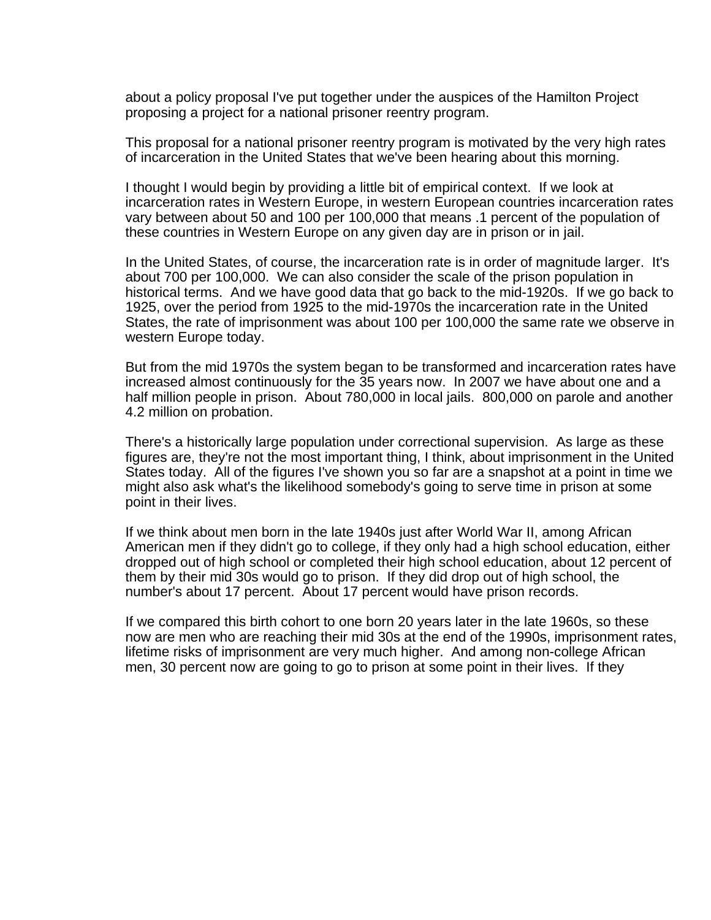about a policy proposal I've put together under the auspices of the Hamilton Project proposing a project for a national prisoner reentry program.

This proposal for a national prisoner reentry program is motivated by the very high rates of incarceration in the United States that we've been hearing about this morning.

I thought I would begin by providing a little bit of empirical context. If we look at incarceration rates in Western Europe, in western European countries incarceration rates vary between about 50 and 100 per 100,000 that means .1 percent of the population of these countries in Western Europe on any given day are in prison or in jail.

In the United States, of course, the incarceration rate is in order of magnitude larger. It's about 700 per 100,000. We can also consider the scale of the prison population in historical terms. And we have good data that go back to the mid-1920s. If we go back to 1925, over the period from 1925 to the mid-1970s the incarceration rate in the United States, the rate of imprisonment was about 100 per 100,000 the same rate we observe in western Europe today.

But from the mid 1970s the system began to be transformed and incarceration rates have increased almost continuously for the 35 years now. In 2007 we have about one and a half million people in prison. About 780,000 in local jails. 800,000 on parole and another 4.2 million on probation.

There's a historically large population under correctional supervision. As large as these figures are, they're not the most important thing, I think, about imprisonment in the United States today. All of the figures I've shown you so far are a snapshot at a point in time we might also ask what's the likelihood somebody's going to serve time in prison at some point in their lives.

If we think about men born in the late 1940s just after World War II, among African American men if they didn't go to college, if they only had a high school education, either dropped out of high school or completed their high school education, about 12 percent of them by their mid 30s would go to prison. If they did drop out of high school, the number's about 17 percent. About 17 percent would have prison records.

If we compared this birth cohort to one born 20 years later in the late 1960s, so these now are men who are reaching their mid 30s at the end of the 1990s, imprisonment rates, lifetime risks of imprisonment are very much higher. And among non-college African men, 30 percent now are going to go to prison at some point in their lives. If they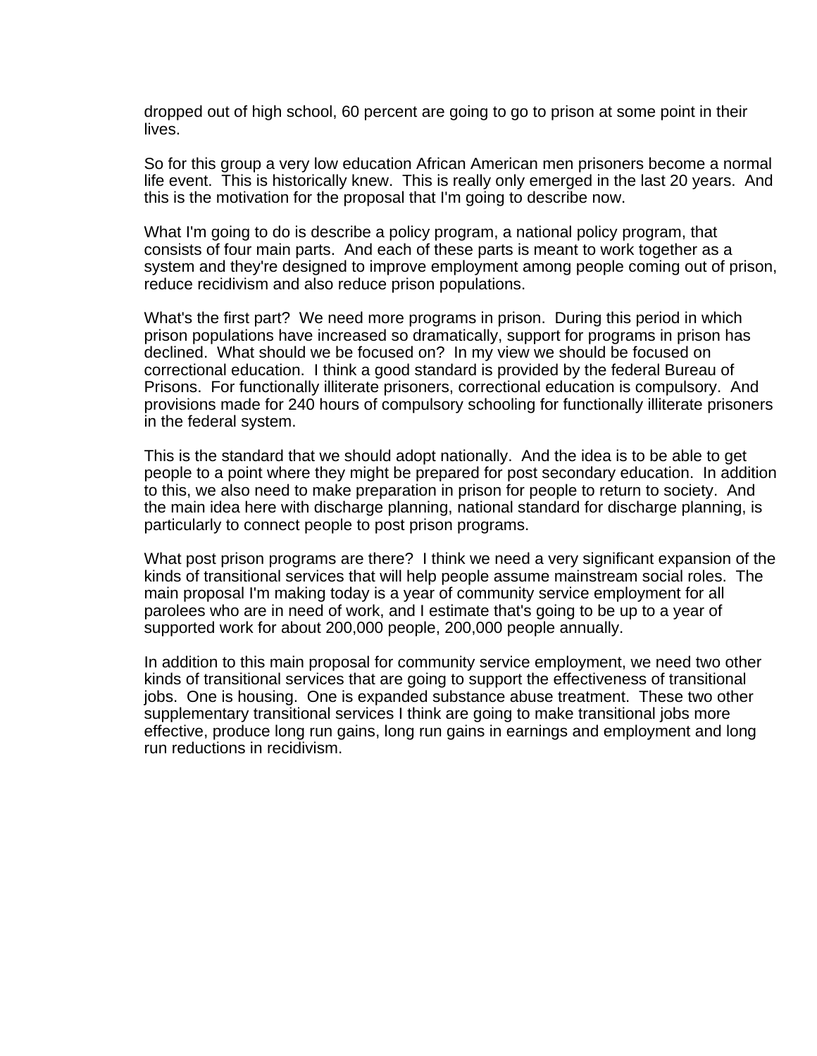dropped out of high school, 60 percent are going to go to prison at some point in their lives.

So for this group a very low education African American men prisoners become a normal life event. This is historically knew. This is really only emerged in the last 20 years. And this is the motivation for the proposal that I'm going to describe now.

What I'm going to do is describe a policy program, a national policy program, that consists of four main parts. And each of these parts is meant to work together as a system and they're designed to improve employment among people coming out of prison, reduce recidivism and also reduce prison populations.

What's the first part? We need more programs in prison. During this period in which prison populations have increased so dramatically, support for programs in prison has declined. What should we be focused on? In my view we should be focused on correctional education. I think a good standard is provided by the federal Bureau of Prisons. For functionally illiterate prisoners, correctional education is compulsory. And provisions made for 240 hours of compulsory schooling for functionally illiterate prisoners in the federal system.

This is the standard that we should adopt nationally. And the idea is to be able to get people to a point where they might be prepared for post secondary education. In addition to this, we also need to make preparation in prison for people to return to society. And the main idea here with discharge planning, national standard for discharge planning, is particularly to connect people to post prison programs.

What post prison programs are there? I think we need a very significant expansion of the kinds of transitional services that will help people assume mainstream social roles. The main proposal I'm making today is a year of community service employment for all parolees who are in need of work, and I estimate that's going to be up to a year of supported work for about 200,000 people, 200,000 people annually.

In addition to this main proposal for community service employment, we need two other kinds of transitional services that are going to support the effectiveness of transitional jobs. One is housing. One is expanded substance abuse treatment. These two other supplementary transitional services I think are going to make transitional jobs more effective, produce long run gains, long run gains in earnings and employment and long run reductions in recidivism.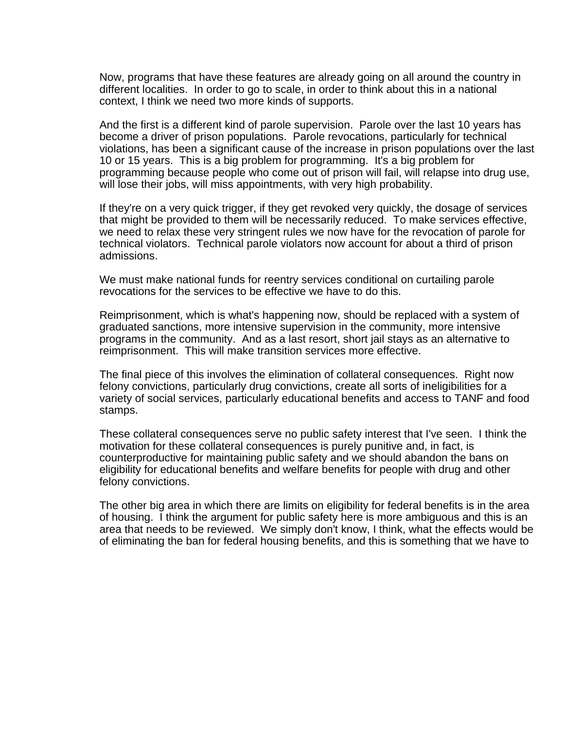Now, programs that have these features are already going on all around the country in different localities.  In order to go to scale, in order to think about this in a national context, I think we need two more kinds of supports.

And the first is a different kind of parole supervision.  Parole over the last 10 years has become a driver of prison populations.  Parole revocations, particularly for technical violations, has been a significant cause of the increase in prison populations over the last 10 or 15 years.  This is a big problem for programming.  It's a big problem for programming because people who come out of prison will fail, will relapse into drug use, will lose their jobs, will miss appointments, with very high probability.

If they're on a very quick trigger, if they get revoked very quickly, the dosage of services that might be provided to them will be necessarily reduced.  To make services effective, we need to relax these very stringent rules we now have for the revocation of parole for technical violators.  Technical parole violators now account for about a third of prison admissions.

We must make national funds for reentry services conditional on curtailing parole revocations for the services to be effective we have to do this.

Reimprisonment, which is what's happening now, should be replaced with a system of graduated sanctions, more intensive supervision in the community, more intensive programs in the community.  And as a last resort, short jail stays as an alternative to reimprisonment.  This will make transition services more effective.

The final piece of this involves the elimination of collateral consequences.  Right now felony convictions, particularly drug convictions, create all sorts of ineligibilities for a variety of social services, particularly educational benefits and access to TANF and food stamps.

These collateral consequences serve no public safety interest that I've seen.  I think the motivation for these collateral consequences is purely punitive and, in fact, is counterproductive for maintaining public safety and we should abandon the bans on eligibility for educational benefits and welfare benefits for people with drug and other felony convictions.

The other big area in which there are limits on eligibility for federal benefits is in the area of housing.  I think the argument for public safety here is more ambiguous and this is an area that needs to be reviewed.  We simply don't know, I think, what the effects would be of eliminating the ban for federal housing benefits, and this is something that we have to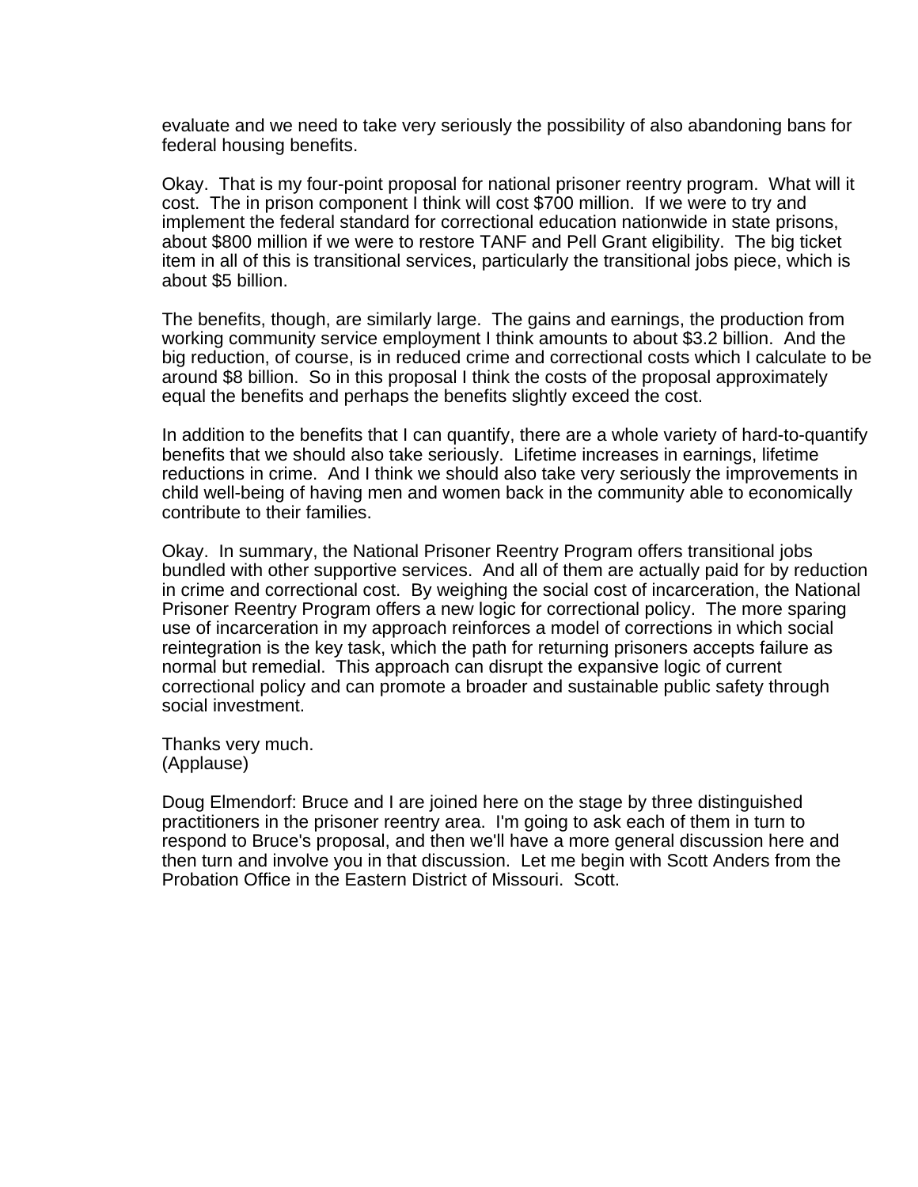evaluate and we need to take very seriously the possibility of also abandoning bans for federal housing benefits.

Okay. That is my four-point proposal for national prisoner reentry program. What will it cost. The in prison component I think will cost $700 million. If we were to try and implement the federal standard for correctional education nationwide in state prisons, about $800 million if we were to restore TANF and Pell Grant eligibility. The big ticket item in all of this is transitional services, particularly the transitional jobs piece, which is about $5 billion.

The benefits, though, are similarly large. The gains and earnings, the production from working community service employment I think amounts to about $3.2 billion. And the big reduction, of course, is in reduced crime and correctional costs which I calculate to be around $8 billion. So in this proposal I think the costs of the proposal approximately equal the benefits and perhaps the benefits slightly exceed the cost.

In addition to the benefits that I can quantify, there are a whole variety of hard-to-quantify benefits that we should also take seriously. Lifetime increases in earnings, lifetime reductions in crime. And I think we should also take very seriously the improvements in child well-being of having men and women back in the community able to economically contribute to their families.

Okay. In summary, the National Prisoner Reentry Program offers transitional jobs bundled with other supportive services. And all of them are actually paid for by reduction in crime and correctional cost. By weighing the social cost of incarceration, the National Prisoner Reentry Program offers a new logic for correctional policy. The more sparing use of incarceration in my approach reinforces a model of corrections in which social reintegration is the key task, which the path for returning prisoners accepts failure as normal but remedial. This approach can disrupt the expansive logic of current correctional policy and can promote a broader and sustainable public safety through social investment.

Thanks very much.
(Applause)

Doug Elmendorf: Bruce and I are joined here on the stage by three distinguished practitioners in the prisoner reentry area. I'm going to ask each of them in turn to respond to Bruce's proposal, and then we'll have a more general discussion here and then turn and involve you in that discussion. Let me begin with Scott Anders from the Probation Office in the Eastern District of Missouri. Scott.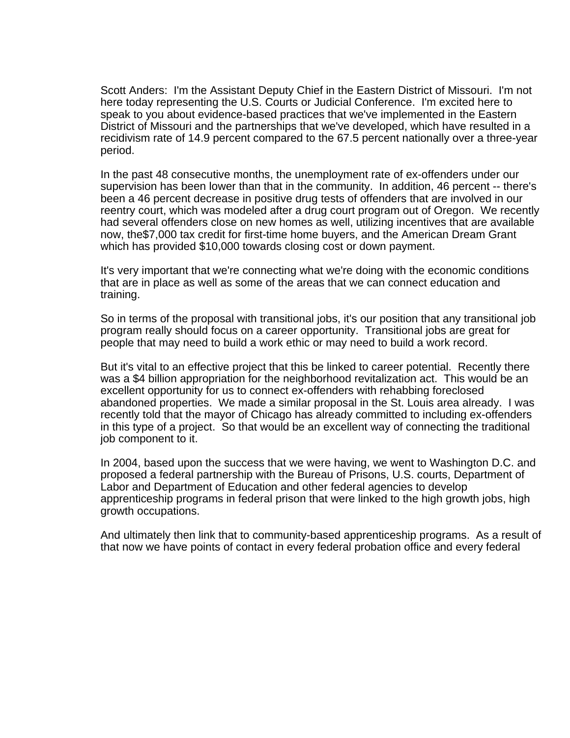Scott Anders: I'm the Assistant Deputy Chief in the Eastern District of Missouri. I'm not here today representing the U.S. Courts or Judicial Conference. I'm excited here to speak to you about evidence-based practices that we've implemented in the Eastern District of Missouri and the partnerships that we've developed, which have resulted in a recidivism rate of 14.9 percent compared to the 67.5 percent nationally over a three-year period.

In the past 48 consecutive months, the unemployment rate of ex-offenders under our supervision has been lower than that in the community. In addition, 46 percent -- there's been a 46 percent decrease in positive drug tests of offenders that are involved in our reentry court, which was modeled after a drug court program out of Oregon. We recently had several offenders close on new homes as well, utilizing incentives that are available now, the$7,000 tax credit for first-time home buyers, and the American Dream Grant which has provided $10,000 towards closing cost or down payment.

It's very important that we're connecting what we're doing with the economic conditions that are in place as well as some of the areas that we can connect education and training.

So in terms of the proposal with transitional jobs, it's our position that any transitional job program really should focus on a career opportunity. Transitional jobs are great for people that may need to build a work ethic or may need to build a work record.

But it's vital to an effective project that this be linked to career potential. Recently there was a $4 billion appropriation for the neighborhood revitalization act. This would be an excellent opportunity for us to connect ex-offenders with rehabbing foreclosed abandoned properties. We made a similar proposal in the St. Louis area already. I was recently told that the mayor of Chicago has already committed to including ex-offenders in this type of a project. So that would be an excellent way of connecting the traditional job component to it.

In 2004, based upon the success that we were having, we went to Washington D.C. and proposed a federal partnership with the Bureau of Prisons, U.S. courts, Department of Labor and Department of Education and other federal agencies to develop apprenticeship programs in federal prison that were linked to the high growth jobs, high growth occupations.

And ultimately then link that to community-based apprenticeship programs. As a result of that now we have points of contact in every federal probation office and every federal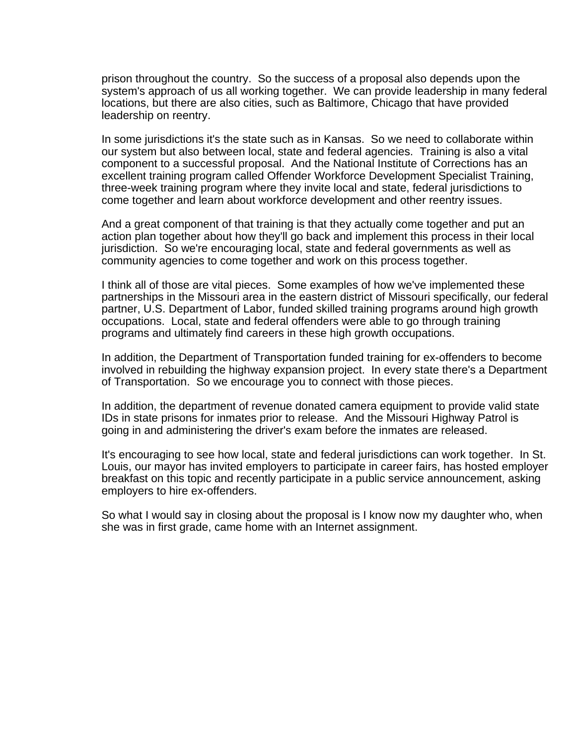prison throughout the country. So the success of a proposal also depends upon the system's approach of us all working together. We can provide leadership in many federal locations, but there are also cities, such as Baltimore, Chicago that have provided leadership on reentry.

In some jurisdictions it's the state such as in Kansas. So we need to collaborate within our system but also between local, state and federal agencies. Training is also a vital component to a successful proposal. And the National Institute of Corrections has an excellent training program called Offender Workforce Development Specialist Training, three-week training program where they invite local and state, federal jurisdictions to come together and learn about workforce development and other reentry issues.

And a great component of that training is that they actually come together and put an action plan together about how they'll go back and implement this process in their local jurisdiction. So we're encouraging local, state and federal governments as well as community agencies to come together and work on this process together.

I think all of those are vital pieces. Some examples of how we've implemented these partnerships in the Missouri area in the eastern district of Missouri specifically, our federal partner, U.S. Department of Labor, funded skilled training programs around high growth occupations. Local, state and federal offenders were able to go through training programs and ultimately find careers in these high growth occupations.

In addition, the Department of Transportation funded training for ex-offenders to become involved in rebuilding the highway expansion project. In every state there's a Department of Transportation. So we encourage you to connect with those pieces.

In addition, the department of revenue donated camera equipment to provide valid state IDs in state prisons for inmates prior to release. And the Missouri Highway Patrol is going in and administering the driver's exam before the inmates are released.

It's encouraging to see how local, state and federal jurisdictions can work together. In St. Louis, our mayor has invited employers to participate in career fairs, has hosted employer breakfast on this topic and recently participate in a public service announcement, asking employers to hire ex-offenders.

So what I would say in closing about the proposal is I know now my daughter who, when she was in first grade, came home with an Internet assignment.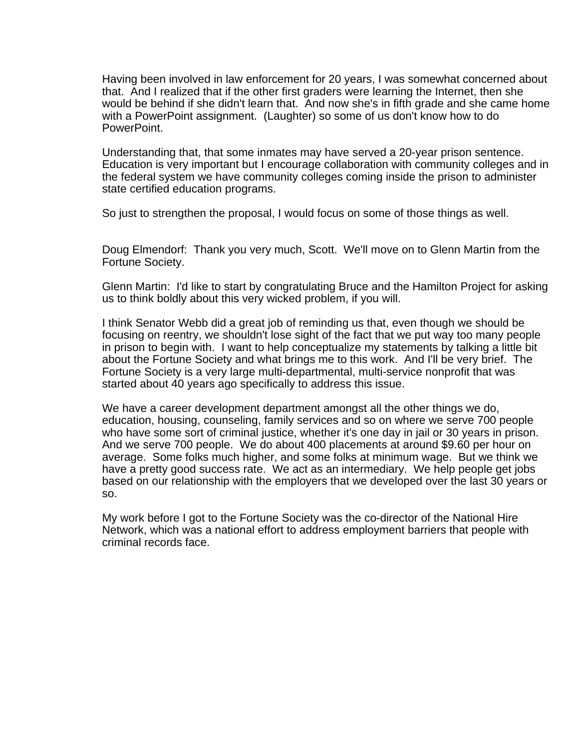Having been involved in law enforcement for 20 years, I was somewhat concerned about that. And I realized that if the other first graders were learning the Internet, then she would be behind if she didn't learn that. And now she's in fifth grade and she came home with a PowerPoint assignment. (Laughter) so some of us don't know how to do PowerPoint.

Understanding that, that some inmates may have served a 20-year prison sentence. Education is very important but I encourage collaboration with community colleges and in the federal system we have community colleges coming inside the prison to administer state certified education programs.

So just to strengthen the proposal, I would focus on some of those things as well.

Doug Elmendorf: Thank you very much, Scott. We'll move on to Glenn Martin from the Fortune Society.

Glenn Martin: I'd like to start by congratulating Bruce and the Hamilton Project for asking us to think boldly about this very wicked problem, if you will.

I think Senator Webb did a great job of reminding us that, even though we should be focusing on reentry, we shouldn't lose sight of the fact that we put way too many people in prison to begin with. I want to help conceptualize my statements by talking a little bit about the Fortune Society and what brings me to this work. And I'll be very brief. The Fortune Society is a very large multi-departmental, multi-service nonprofit that was started about 40 years ago specifically to address this issue.

We have a career development department amongst all the other things we do, education, housing, counseling, family services and so on where we serve 700 people who have some sort of criminal justice, whether it's one day in jail or 30 years in prison. And we serve 700 people. We do about 400 placements at around $9.60 per hour on average. Some folks much higher, and some folks at minimum wage. But we think we have a pretty good success rate. We act as an intermediary. We help people get jobs based on our relationship with the employers that we developed over the last 30 years or so.

My work before I got to the Fortune Society was the co-director of the National Hire Network, which was a national effort to address employment barriers that people with criminal records face.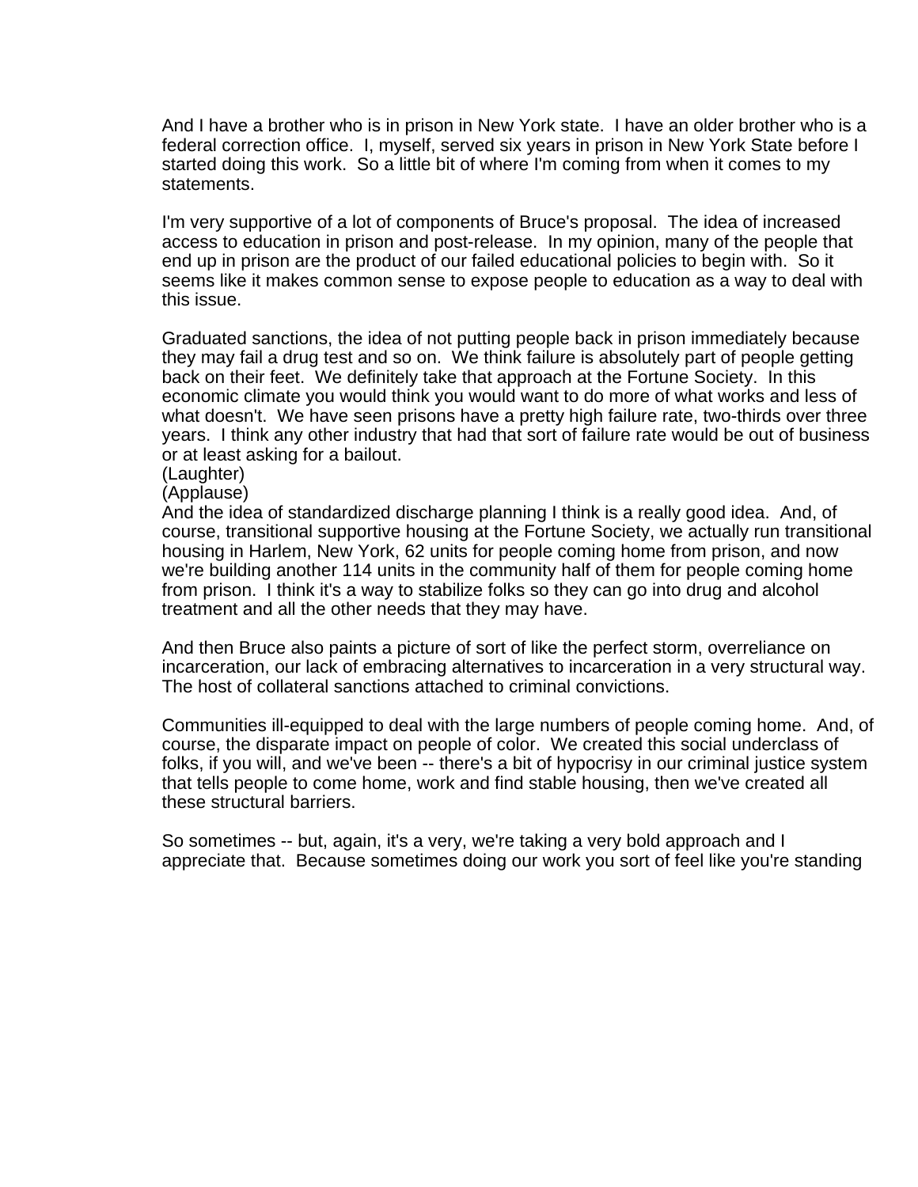And I have a brother who is in prison in New York state.  I have an older brother who is a federal correction office.  I, myself, served six years in prison in New York State before I started doing this work.  So a little bit of where I'm coming from when it comes to my statements.

I'm very supportive of a lot of components of Bruce's proposal.  The idea of increased access to education in prison and post-release.  In my opinion, many of the people that end up in prison are the product of our failed educational policies to begin with.  So it seems like it makes common sense to expose people to education as a way to deal with this issue.

Graduated sanctions, the idea of not putting people back in prison immediately because they may fail a drug test and so on.  We think failure is absolutely part of people getting back on their feet.  We definitely take that approach at the Fortune Society.  In this economic climate you would think you would want to do more of what works and less of what doesn't.  We have seen prisons have a pretty high failure rate, two-thirds over three years.  I think any other industry that had that sort of failure rate would be out of business or at least asking for a bailout.
(Laughter)
(Applause)
And the idea of standardized discharge planning I think is a really good idea.  And, of course, transitional supportive housing at the Fortune Society, we actually run transitional housing in Harlem, New York, 62 units for people coming home from prison, and now we're building another 114 units in the community half of them for people coming home from prison.  I think it's a way to stabilize folks so they can go into drug and alcohol treatment and all the other needs that they may have.

And then Bruce also paints a picture of sort of like the perfect storm, overreliance on incarceration, our lack of embracing alternatives to incarceration in a very structural way.  The host of collateral sanctions attached to criminal convictions.

Communities ill-equipped to deal with the large numbers of people coming home.  And, of course, the disparate impact on people of color.  We created this social underclass of folks, if you will, and we've been -- there's a bit of hypocrisy in our criminal justice system that tells people to come home, work and find stable housing, then we've created all these structural barriers.

So sometimes -- but, again, it's a very, we're taking a very bold approach and I appreciate that.  Because sometimes doing our work you sort of feel like you're standing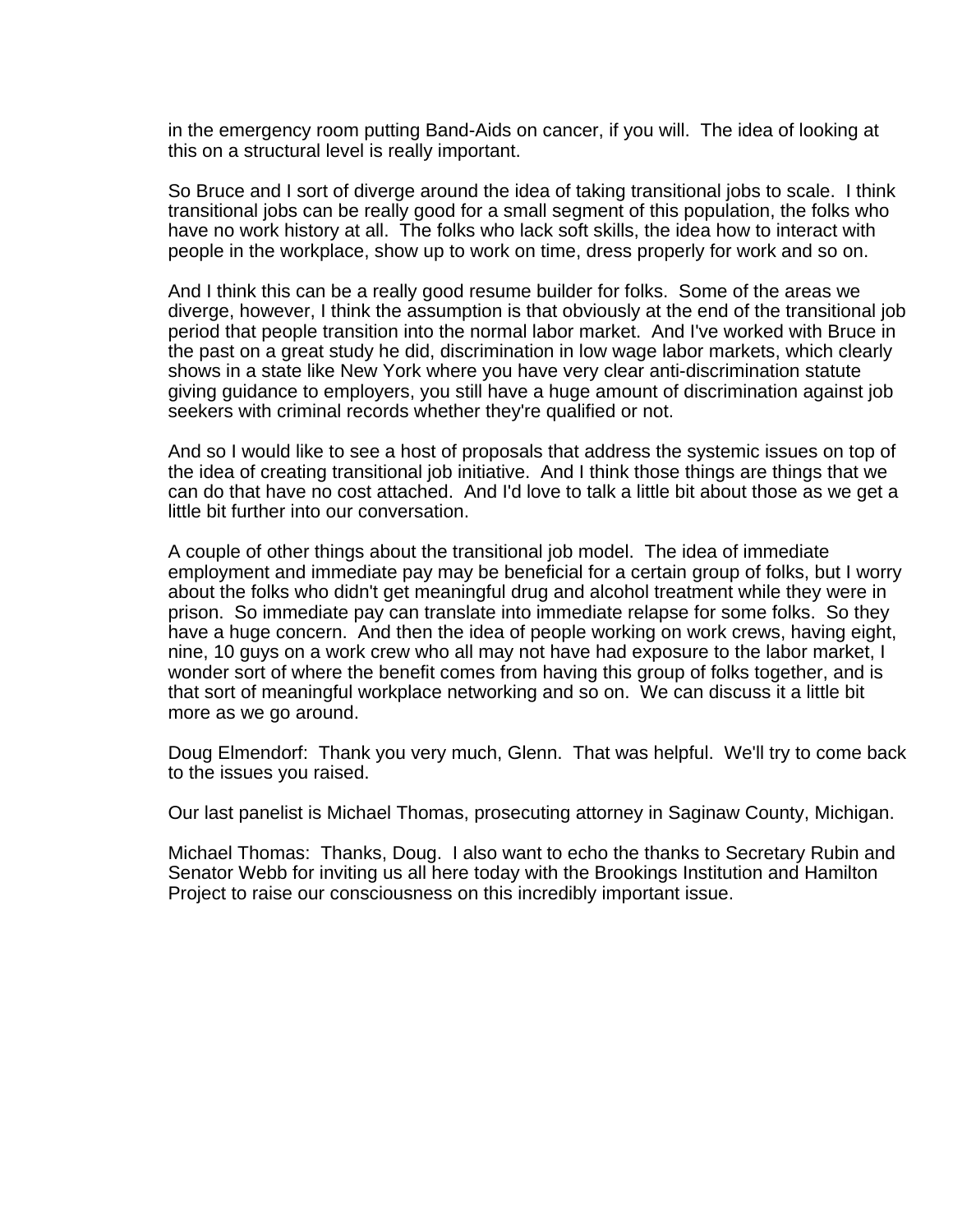in the emergency room putting Band-Aids on cancer, if you will. The idea of looking at this on a structural level is really important.

So Bruce and I sort of diverge around the idea of taking transitional jobs to scale. I think transitional jobs can be really good for a small segment of this population, the folks who have no work history at all. The folks who lack soft skills, the idea how to interact with people in the workplace, show up to work on time, dress properly for work and so on.

And I think this can be a really good resume builder for folks. Some of the areas we diverge, however, I think the assumption is that obviously at the end of the transitional job period that people transition into the normal labor market. And I've worked with Bruce in the past on a great study he did, discrimination in low wage labor markets, which clearly shows in a state like New York where you have very clear anti-discrimination statute giving guidance to employers, you still have a huge amount of discrimination against job seekers with criminal records whether they're qualified or not.

And so I would like to see a host of proposals that address the systemic issues on top of the idea of creating transitional job initiative. And I think those things are things that we can do that have no cost attached. And I'd love to talk a little bit about those as we get a little bit further into our conversation.

A couple of other things about the transitional job model. The idea of immediate employment and immediate pay may be beneficial for a certain group of folks, but I worry about the folks who didn't get meaningful drug and alcohol treatment while they were in prison. So immediate pay can translate into immediate relapse for some folks. So they have a huge concern. And then the idea of people working on work crews, having eight, nine, 10 guys on a work crew who all may not have had exposure to the labor market, I wonder sort of where the benefit comes from having this group of folks together, and is that sort of meaningful workplace networking and so on. We can discuss it a little bit more as we go around.

Doug Elmendorf: Thank you very much, Glenn. That was helpful. We'll try to come back to the issues you raised.

Our last panelist is Michael Thomas, prosecuting attorney in Saginaw County, Michigan.

Michael Thomas: Thanks, Doug. I also want to echo the thanks to Secretary Rubin and Senator Webb for inviting us all here today with the Brookings Institution and Hamilton Project to raise our consciousness on this incredibly important issue.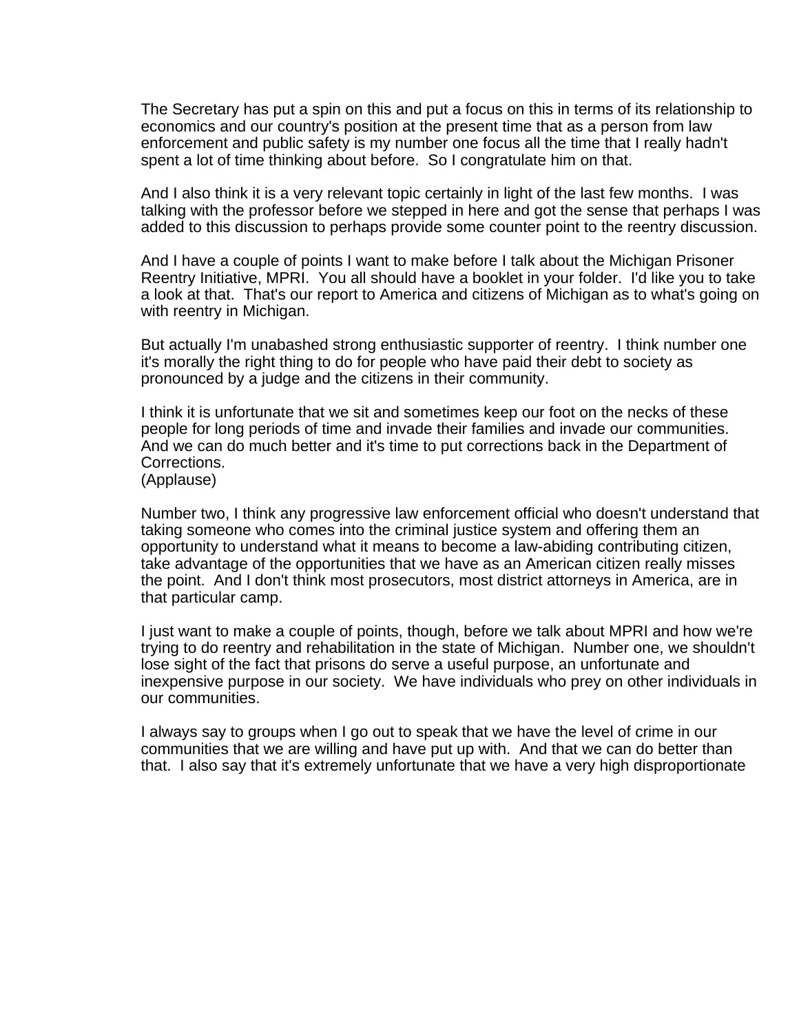The Secretary has put a spin on this and put a focus on this in terms of its relationship to economics and our country's position at the present time that as a person from law enforcement and public safety is my number one focus all the time that I really hadn't spent a lot of time thinking about before. So I congratulate him on that.

And I also think it is a very relevant topic certainly in light of the last few months. I was talking with the professor before we stepped in here and got the sense that perhaps I was added to this discussion to perhaps provide some counter point to the reentry discussion.

And I have a couple of points I want to make before I talk about the Michigan Prisoner Reentry Initiative, MPRI. You all should have a booklet in your folder. I'd like you to take a look at that. That's our report to America and citizens of Michigan as to what's going on with reentry in Michigan.

But actually I'm unabashed strong enthusiastic supporter of reentry. I think number one it's morally the right thing to do for people who have paid their debt to society as pronounced by a judge and the citizens in their community.

I think it is unfortunate that we sit and sometimes keep our foot on the necks of these people for long periods of time and invade their families and invade our communities. And we can do much better and it's time to put corrections back in the Department of Corrections.
(Applause)

Number two, I think any progressive law enforcement official who doesn't understand that taking someone who comes into the criminal justice system and offering them an opportunity to understand what it means to become a law-abiding contributing citizen, take advantage of the opportunities that we have as an American citizen really misses the point. And I don't think most prosecutors, most district attorneys in America, are in that particular camp.

I just want to make a couple of points, though, before we talk about MPRI and how we're trying to do reentry and rehabilitation in the state of Michigan. Number one, we shouldn't lose sight of the fact that prisons do serve a useful purpose, an unfortunate and inexpensive purpose in our society. We have individuals who prey on other individuals in our communities.

I always say to groups when I go out to speak that we have the level of crime in our communities that we are willing and have put up with. And that we can do better than that. I also say that it's extremely unfortunate that we have a very high disproportionate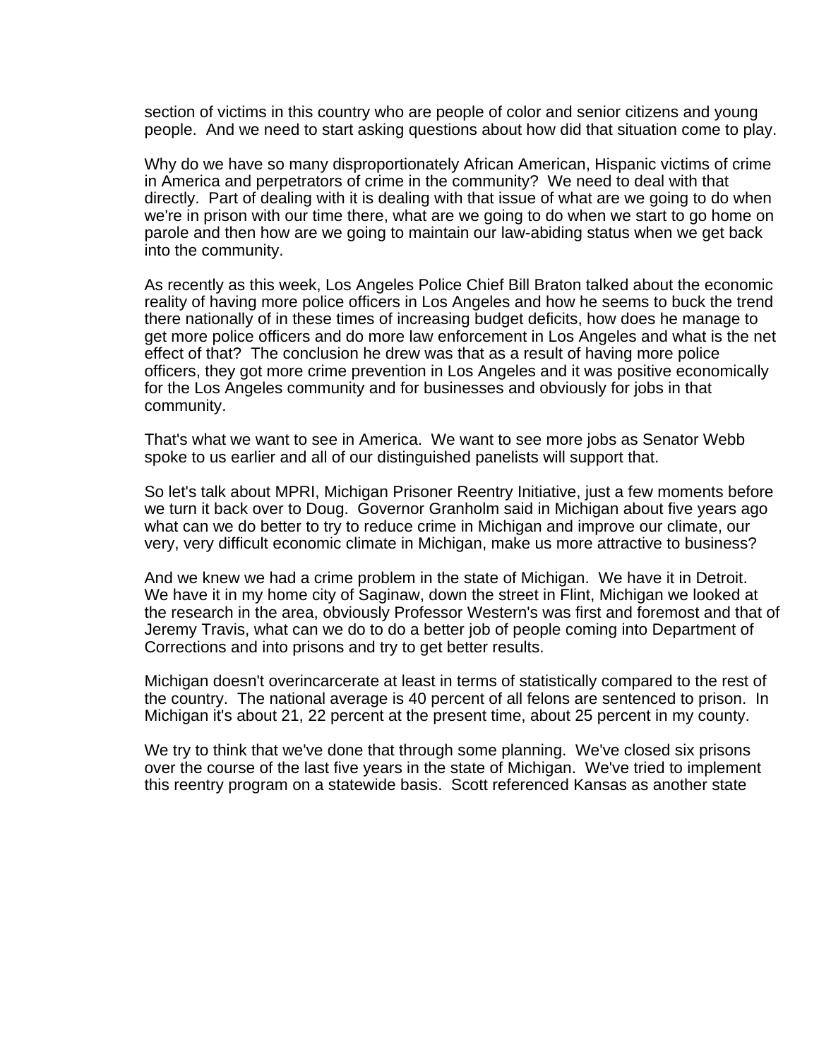section of victims in this country who are people of color and senior citizens and young people. And we need to start asking questions about how did that situation come to play.

Why do we have so many disproportionately African American, Hispanic victims of crime in America and perpetrators of crime in the community? We need to deal with that directly. Part of dealing with it is dealing with that issue of what are we going to do when we're in prison with our time there, what are we going to do when we start to go home on parole and then how are we going to maintain our law-abiding status when we get back into the community.

As recently as this week, Los Angeles Police Chief Bill Braton talked about the economic reality of having more police officers in Los Angeles and how he seems to buck the trend there nationally of in these times of increasing budget deficits, how does he manage to get more police officers and do more law enforcement in Los Angeles and what is the net effect of that? The conclusion he drew was that as a result of having more police officers, they got more crime prevention in Los Angeles and it was positive economically for the Los Angeles community and for businesses and obviously for jobs in that community.

That's what we want to see in America. We want to see more jobs as Senator Webb spoke to us earlier and all of our distinguished panelists will support that.

So let's talk about MPRI, Michigan Prisoner Reentry Initiative, just a few moments before we turn it back over to Doug. Governor Granholm said in Michigan about five years ago what can we do better to try to reduce crime in Michigan and improve our climate, our very, very difficult economic climate in Michigan, make us more attractive to business?

And we knew we had a crime problem in the state of Michigan. We have it in Detroit. We have it in my home city of Saginaw, down the street in Flint, Michigan we looked at the research in the area, obviously Professor Western's was first and foremost and that of Jeremy Travis, what can we do to do a better job of people coming into Department of Corrections and into prisons and try to get better results.

Michigan doesn't overincarcerate at least in terms of statistically compared to the rest of the country. The national average is 40 percent of all felons are sentenced to prison. In Michigan it's about 21, 22 percent at the present time, about 25 percent in my county.

We try to think that we've done that through some planning. We've closed six prisons over the course of the last five years in the state of Michigan. We've tried to implement this reentry program on a statewide basis. Scott referenced Kansas as another state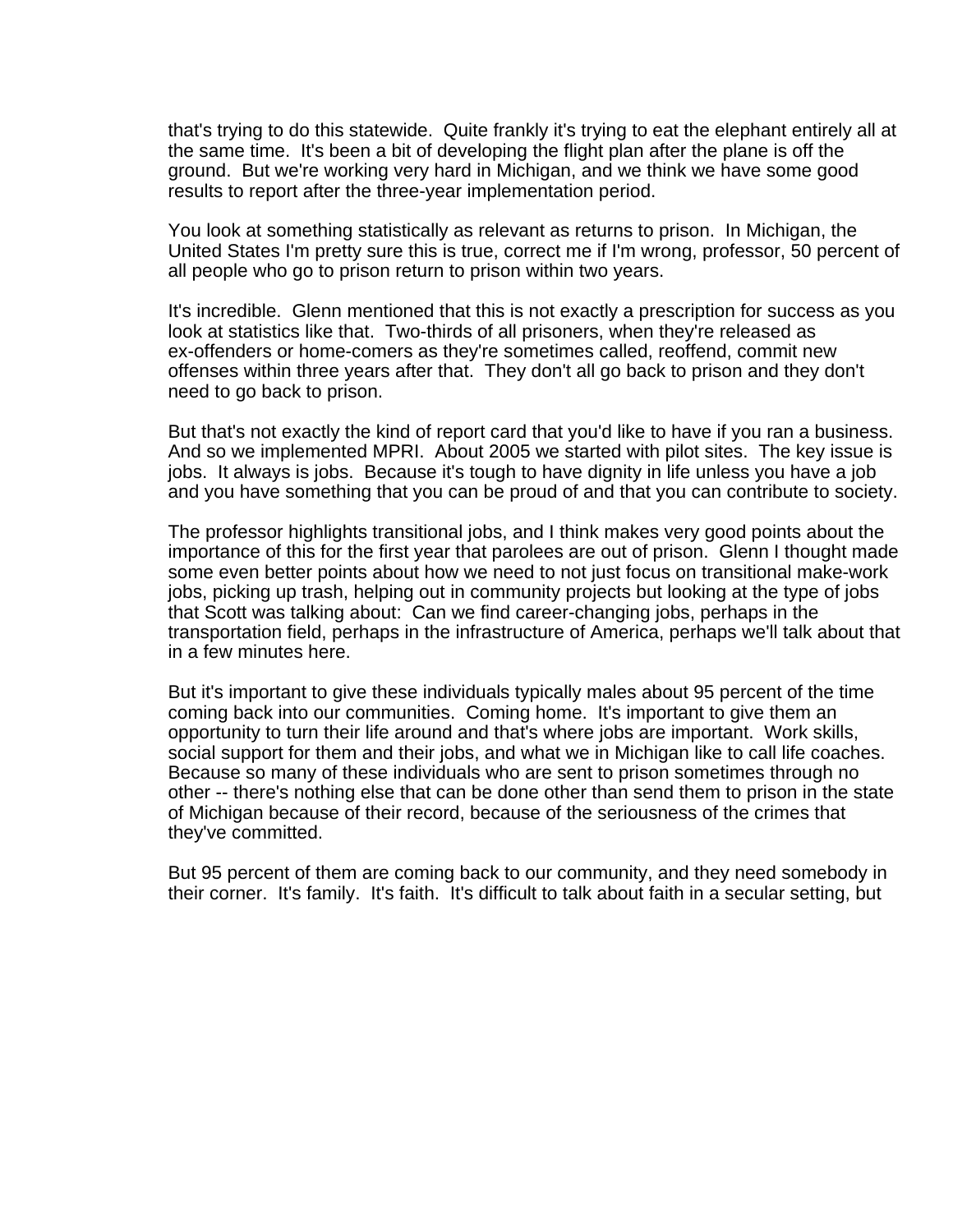that's trying to do this statewide. Quite frankly it's trying to eat the elephant entirely all at the same time. It's been a bit of developing the flight plan after the plane is off the ground. But we're working very hard in Michigan, and we think we have some good results to report after the three-year implementation period.

You look at something statistically as relevant as returns to prison. In Michigan, the United States I'm pretty sure this is true, correct me if I'm wrong, professor, 50 percent of all people who go to prison return to prison within two years.

It's incredible. Glenn mentioned that this is not exactly a prescription for success as you look at statistics like that. Two-thirds of all prisoners, when they're released as ex-offenders or home-comers as they're sometimes called, reoffend, commit new offenses within three years after that. They don't all go back to prison and they don't need to go back to prison.

But that's not exactly the kind of report card that you'd like to have if you ran a business. And so we implemented MPRI. About 2005 we started with pilot sites. The key issue is jobs. It always is jobs. Because it's tough to have dignity in life unless you have a job and you have something that you can be proud of and that you can contribute to society.

The professor highlights transitional jobs, and I think makes very good points about the importance of this for the first year that parolees are out of prison. Glenn I thought made some even better points about how we need to not just focus on transitional make-work jobs, picking up trash, helping out in community projects but looking at the type of jobs that Scott was talking about: Can we find career-changing jobs, perhaps in the transportation field, perhaps in the infrastructure of America, perhaps we'll talk about that in a few minutes here.

But it's important to give these individuals typically males about 95 percent of the time coming back into our communities. Coming home. It's important to give them an opportunity to turn their life around and that's where jobs are important. Work skills, social support for them and their jobs, and what we in Michigan like to call life coaches. Because so many of these individuals who are sent to prison sometimes through no other -- there's nothing else that can be done other than send them to prison in the state of Michigan because of their record, because of the seriousness of the crimes that they've committed.

But 95 percent of them are coming back to our community, and they need somebody in their corner. It's family. It's faith. It's difficult to talk about faith in a secular setting, but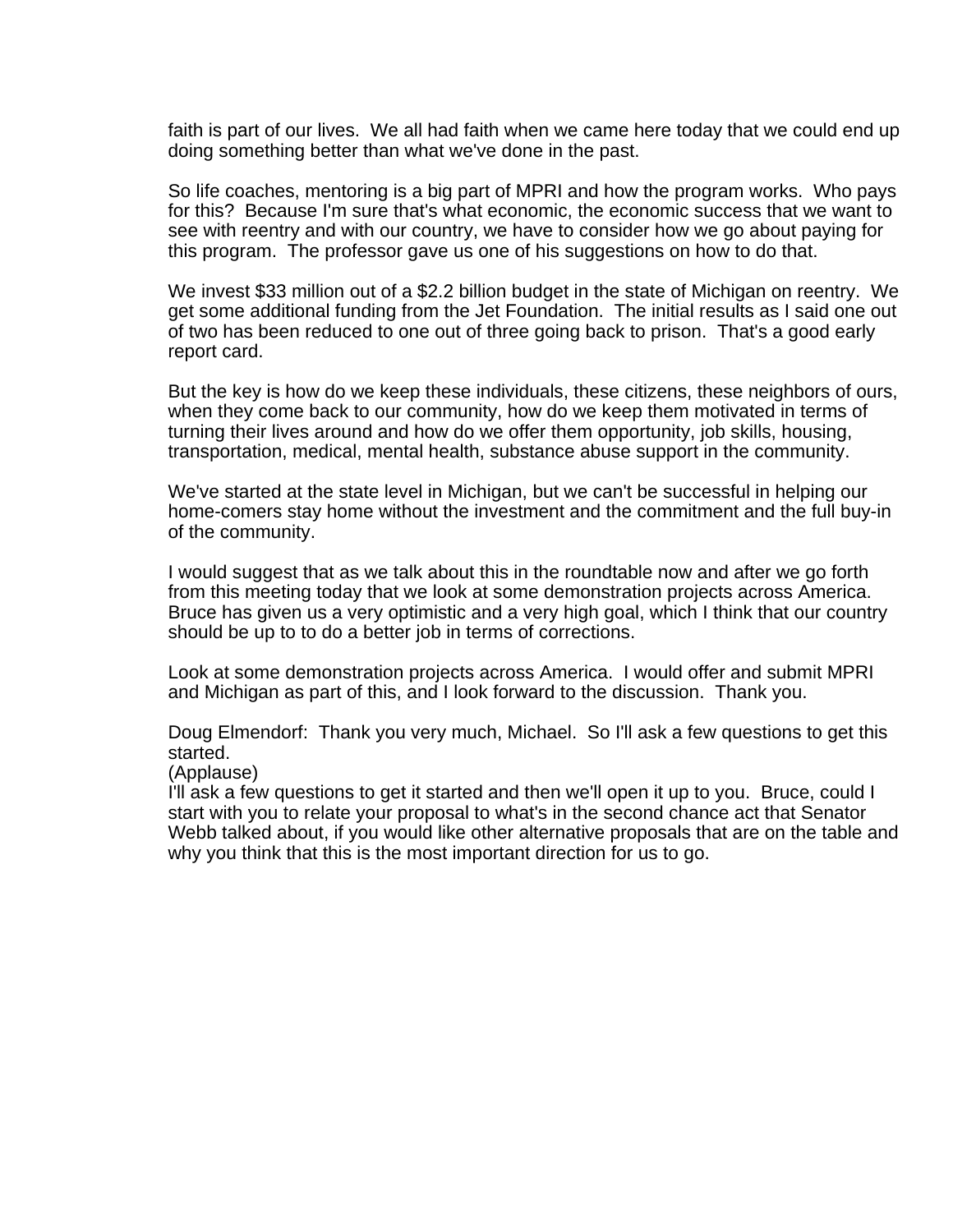faith is part of our lives. We all had faith when we came here today that we could end up doing something better than what we've done in the past.

So life coaches, mentoring is a big part of MPRI and how the program works. Who pays for this? Because I'm sure that's what economic, the economic success that we want to see with reentry and with our country, we have to consider how we go about paying for this program. The professor gave us one of his suggestions on how to do that.

We invest $33 million out of a $2.2 billion budget in the state of Michigan on reentry. We get some additional funding from the Jet Foundation. The initial results as I said one out of two has been reduced to one out of three going back to prison. That's a good early report card.

But the key is how do we keep these individuals, these citizens, these neighbors of ours, when they come back to our community, how do we keep them motivated in terms of turning their lives around and how do we offer them opportunity, job skills, housing, transportation, medical, mental health, substance abuse support in the community.

We've started at the state level in Michigan, but we can't be successful in helping our home-comers stay home without the investment and the commitment and the full buy-in of the community.

I would suggest that as we talk about this in the roundtable now and after we go forth from this meeting today that we look at some demonstration projects across America. Bruce has given us a very optimistic and a very high goal, which I think that our country should be up to to do a better job in terms of corrections.

Look at some demonstration projects across America. I would offer and submit MPRI and Michigan as part of this, and I look forward to the discussion. Thank you.

Doug Elmendorf: Thank you very much, Michael. So I'll ask a few questions to get this started.
(Applause)
I'll ask a few questions to get it started and then we'll open it up to you. Bruce, could I start with you to relate your proposal to what's in the second chance act that Senator Webb talked about, if you would like other alternative proposals that are on the table and why you think that this is the most important direction for us to go.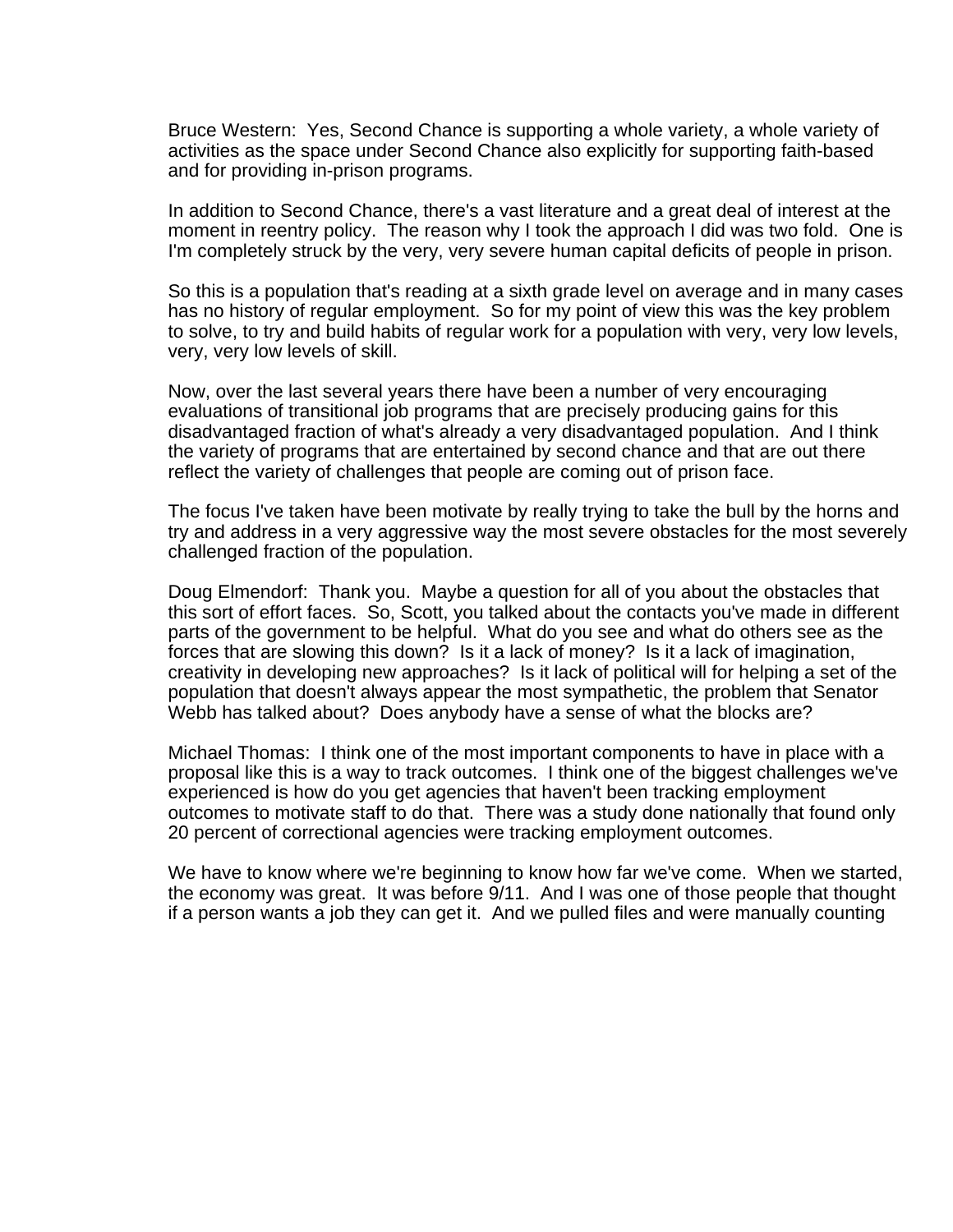Bruce Western: Yes, Second Chance is supporting a whole variety, a whole variety of activities as the space under Second Chance also explicitly for supporting faith-based and for providing in-prison programs.

In addition to Second Chance, there's a vast literature and a great deal of interest at the moment in reentry policy. The reason why I took the approach I did was two fold. One is I'm completely struck by the very, very severe human capital deficits of people in prison.

So this is a population that's reading at a sixth grade level on average and in many cases has no history of regular employment. So for my point of view this was the key problem to solve, to try and build habits of regular work for a population with very, very low levels, very, very low levels of skill.

Now, over the last several years there have been a number of very encouraging evaluations of transitional job programs that are precisely producing gains for this disadvantaged fraction of what's already a very disadvantaged population. And I think the variety of programs that are entertained by second chance and that are out there reflect the variety of challenges that people are coming out of prison face.

The focus I've taken have been motivate by really trying to take the bull by the horns and try and address in a very aggressive way the most severe obstacles for the most severely challenged fraction of the population.

Doug Elmendorf: Thank you. Maybe a question for all of you about the obstacles that this sort of effort faces. So, Scott, you talked about the contacts you've made in different parts of the government to be helpful. What do you see and what do others see as the forces that are slowing this down? Is it a lack of money? Is it a lack of imagination, creativity in developing new approaches? Is it lack of political will for helping a set of the population that doesn't always appear the most sympathetic, the problem that Senator Webb has talked about? Does anybody have a sense of what the blocks are?

Michael Thomas: I think one of the most important components to have in place with a proposal like this is a way to track outcomes. I think one of the biggest challenges we've experienced is how do you get agencies that haven't been tracking employment outcomes to motivate staff to do that. There was a study done nationally that found only 20 percent of correctional agencies were tracking employment outcomes.

We have to know where we're beginning to know how far we've come. When we started, the economy was great. It was before 9/11. And I was one of those people that thought if a person wants a job they can get it. And we pulled files and were manually counting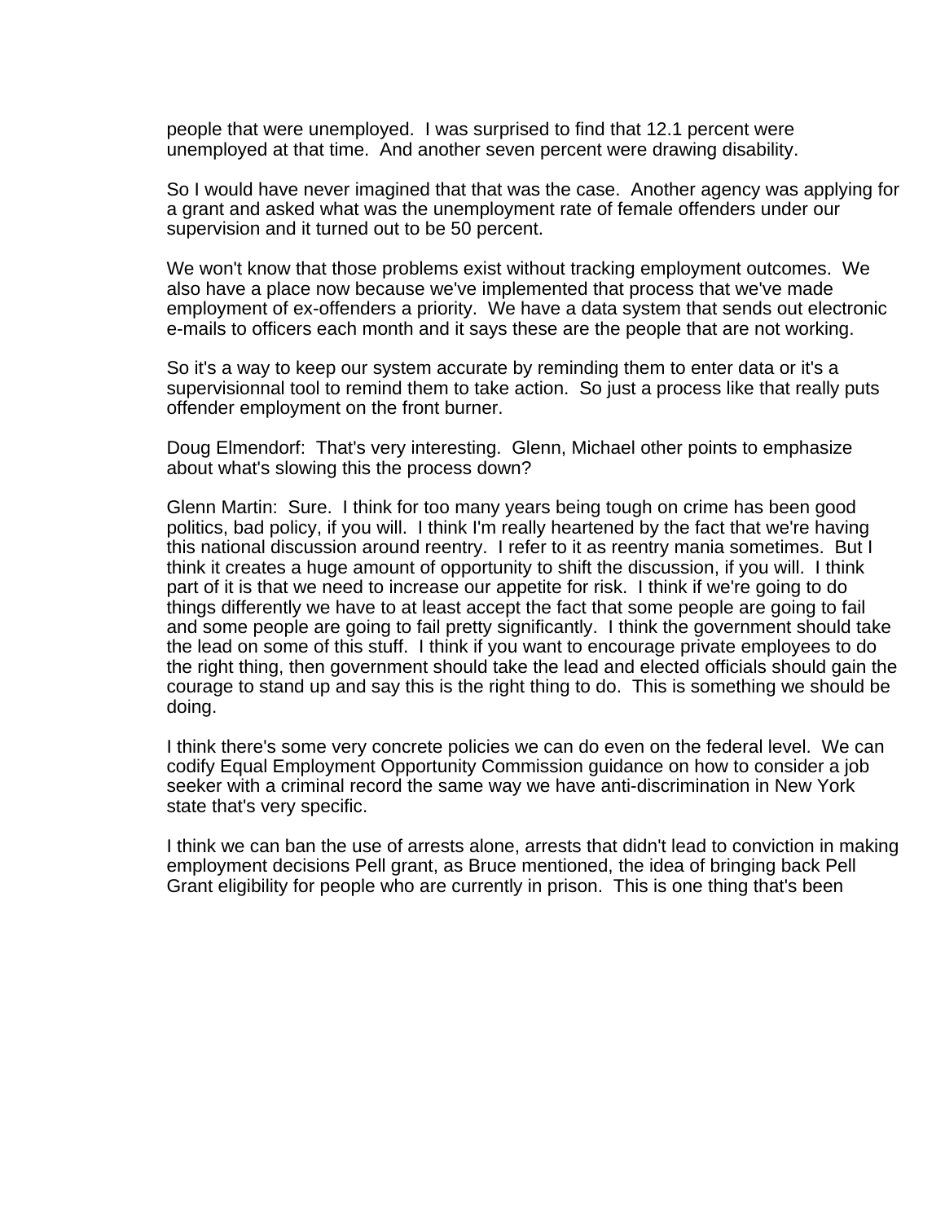people that were unemployed.  I was surprised to find that 12.1 percent were unemployed at that time.  And another seven percent were drawing disability.

So I would have never imagined that that was the case.  Another agency was applying for a grant and asked what was the unemployment rate of female offenders under our supervision and it turned out to be 50 percent.

We won't know that those problems exist without tracking employment outcomes.  We also have a place now because we've implemented that process that we've made employment of ex-offenders a priority.  We have a data system that sends out electronic e-mails to officers each month and it says these are the people that are not working.

So it's a way to keep our system accurate by reminding them to enter data or it's a supervisionnal tool to remind them to take action.  So just a process like that really puts offender employment on the front burner.

Doug Elmendorf:  That's very interesting.  Glenn, Michael other points to emphasize about what's slowing this the process down?

Glenn Martin:  Sure.  I think for too many years being tough on crime has been good politics, bad policy, if you will.  I think I'm really heartened by the fact that we're having this national discussion around reentry.  I refer to it as reentry mania sometimes.  But I think it creates a huge amount of opportunity to shift the discussion, if you will.  I think part of it is that we need to increase our appetite for risk.  I think if we're going to do things differently we have to at least accept the fact that some people are going to fail and some people are going to fail pretty significantly.  I think the government should take the lead on some of this stuff.  I think if you want to encourage private employees to do the right thing, then government should take the lead and elected officials should gain the courage to stand up and say this is the right thing to do.  This is something we should be doing.

I think there's some very concrete policies we can do even on the federal level.  We can codify Equal Employment Opportunity Commission guidance on how to consider a job seeker with a criminal record the same way we have anti-discrimination in New York state that's very specific.

I think we can ban the use of arrests alone, arrests that didn't lead to conviction in making employment decisions Pell grant, as Bruce mentioned, the idea of bringing back Pell Grant eligibility for people who are currently in prison.  This is one thing that's been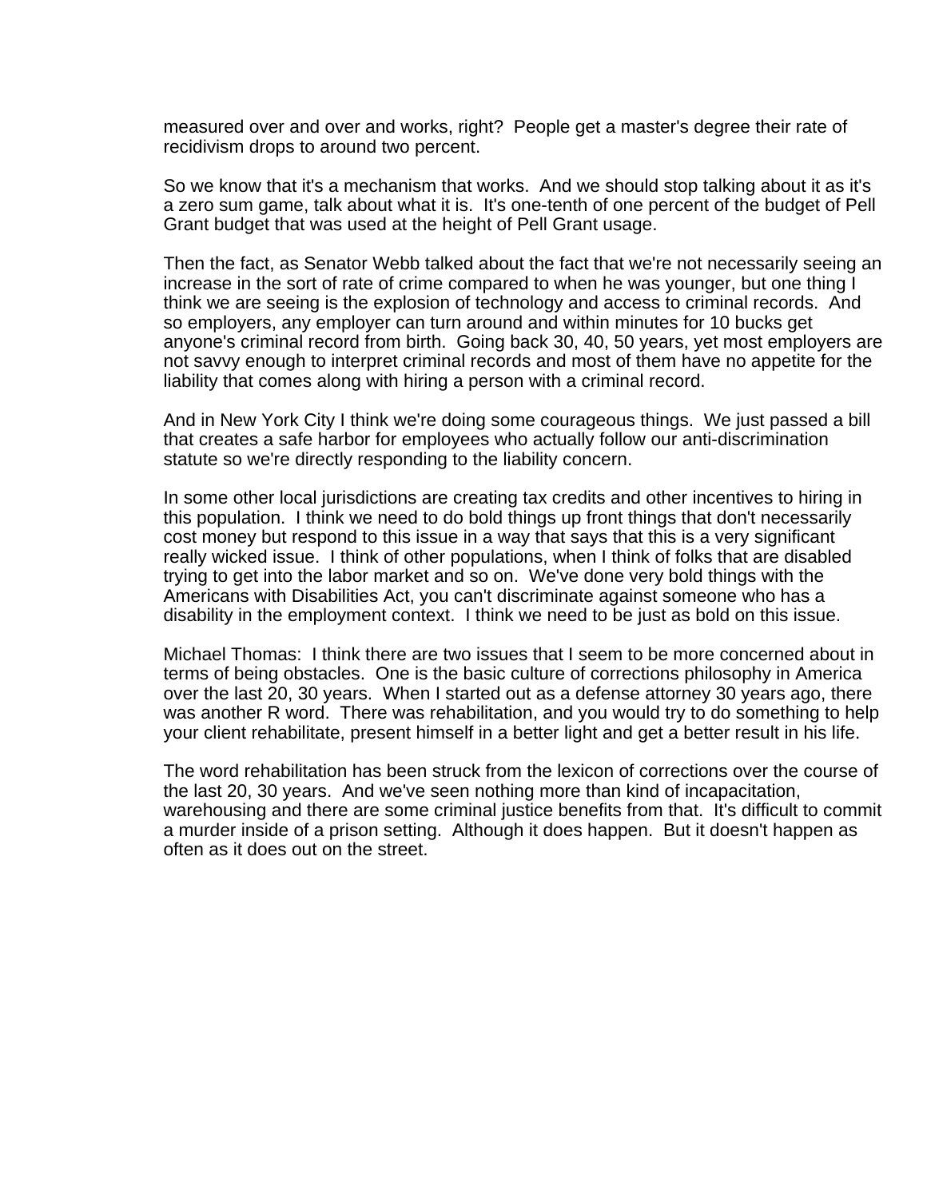measured over and over and works, right? People get a master's degree their rate of recidivism drops to around two percent.

So we know that it's a mechanism that works. And we should stop talking about it as it's a zero sum game, talk about what it is. It's one-tenth of one percent of the budget of Pell Grant budget that was used at the height of Pell Grant usage.

Then the fact, as Senator Webb talked about the fact that we're not necessarily seeing an increase in the sort of rate of crime compared to when he was younger, but one thing I think we are seeing is the explosion of technology and access to criminal records. And so employers, any employer can turn around and within minutes for 10 bucks get anyone's criminal record from birth. Going back 30, 40, 50 years, yet most employers are not savvy enough to interpret criminal records and most of them have no appetite for the liability that comes along with hiring a person with a criminal record.

And in New York City I think we're doing some courageous things. We just passed a bill that creates a safe harbor for employees who actually follow our anti-discrimination statute so we're directly responding to the liability concern.

In some other local jurisdictions are creating tax credits and other incentives to hiring in this population. I think we need to do bold things up front things that don't necessarily cost money but respond to this issue in a way that says that this is a very significant really wicked issue. I think of other populations, when I think of folks that are disabled trying to get into the labor market and so on. We've done very bold things with the Americans with Disabilities Act, you can't discriminate against someone who has a disability in the employment context. I think we need to be just as bold on this issue.

Michael Thomas: I think there are two issues that I seem to be more concerned about in terms of being obstacles. One is the basic culture of corrections philosophy in America over the last 20, 30 years. When I started out as a defense attorney 30 years ago, there was another R word. There was rehabilitation, and you would try to do something to help your client rehabilitate, present himself in a better light and get a better result in his life.

The word rehabilitation has been struck from the lexicon of corrections over the course of the last 20, 30 years. And we've seen nothing more than kind of incapacitation, warehousing and there are some criminal justice benefits from that. It's difficult to commit a murder inside of a prison setting. Although it does happen. But it doesn't happen as often as it does out on the street.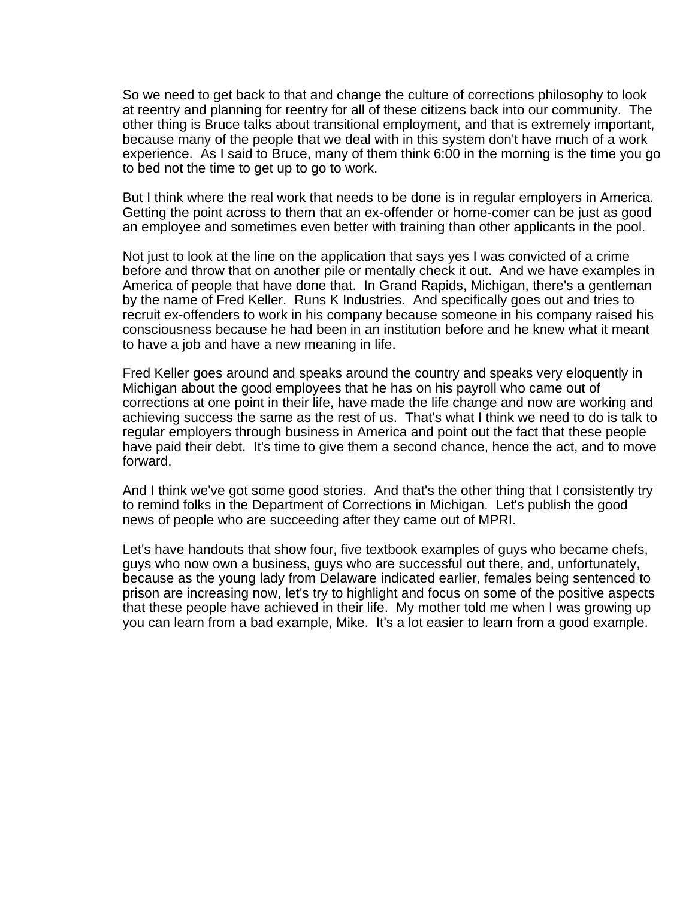So we need to get back to that and change the culture of corrections philosophy to look at reentry and planning for reentry for all of these citizens back into our community. The other thing is Bruce talks about transitional employment, and that is extremely important, because many of the people that we deal with in this system don't have much of a work experience. As I said to Bruce, many of them think 6:00 in the morning is the time you go to bed not the time to get up to go to work.

But I think where the real work that needs to be done is in regular employers in America. Getting the point across to them that an ex-offender or home-comer can be just as good an employee and sometimes even better with training than other applicants in the pool.

Not just to look at the line on the application that says yes I was convicted of a crime before and throw that on another pile or mentally check it out. And we have examples in America of people that have done that. In Grand Rapids, Michigan, there's a gentleman by the name of Fred Keller. Runs K Industries. And specifically goes out and tries to recruit ex-offenders to work in his company because someone in his company raised his consciousness because he had been in an institution before and he knew what it meant to have a job and have a new meaning in life.

Fred Keller goes around and speaks around the country and speaks very eloquently in Michigan about the good employees that he has on his payroll who came out of corrections at one point in their life, have made the life change and now are working and achieving success the same as the rest of us. That's what I think we need to do is talk to regular employers through business in America and point out the fact that these people have paid their debt. It's time to give them a second chance, hence the act, and to move forward.

And I think we've got some good stories. And that's the other thing that I consistently try to remind folks in the Department of Corrections in Michigan. Let's publish the good news of people who are succeeding after they came out of MPRI.

Let's have handouts that show four, five textbook examples of guys who became chefs, guys who now own a business, guys who are successful out there, and, unfortunately, because as the young lady from Delaware indicated earlier, females being sentenced to prison are increasing now, let's try to highlight and focus on some of the positive aspects that these people have achieved in their life. My mother told me when I was growing up you can learn from a bad example, Mike. It's a lot easier to learn from a good example.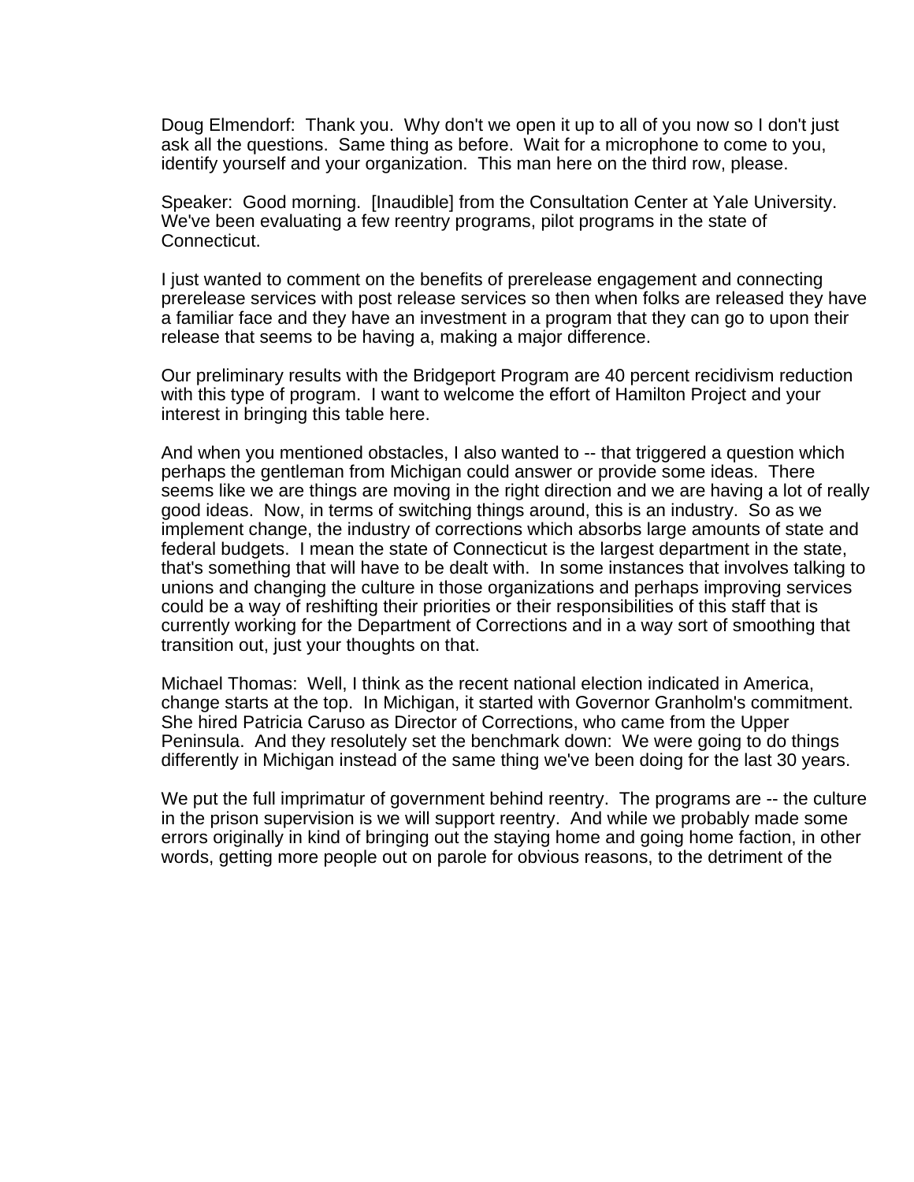Doug Elmendorf: Thank you. Why don't we open it up to all of you now so I don't just ask all the questions. Same thing as before. Wait for a microphone to come to you, identify yourself and your organization. This man here on the third row, please.

Speaker: Good morning. [Inaudible] from the Consultation Center at Yale University. We've been evaluating a few reentry programs, pilot programs in the state of Connecticut.

I just wanted to comment on the benefits of prerelease engagement and connecting prerelease services with post release services so then when folks are released they have a familiar face and they have an investment in a program that they can go to upon their release that seems to be having a, making a major difference.

Our preliminary results with the Bridgeport Program are 40 percent recidivism reduction with this type of program. I want to welcome the effort of Hamilton Project and your interest in bringing this table here.

And when you mentioned obstacles, I also wanted to -- that triggered a question which perhaps the gentleman from Michigan could answer or provide some ideas. There seems like we are things are moving in the right direction and we are having a lot of really good ideas. Now, in terms of switching things around, this is an industry. So as we implement change, the industry of corrections which absorbs large amounts of state and federal budgets. I mean the state of Connecticut is the largest department in the state, that's something that will have to be dealt with. In some instances that involves talking to unions and changing the culture in those organizations and perhaps improving services could be a way of reshifting their priorities or their responsibilities of this staff that is currently working for the Department of Corrections and in a way sort of smoothing that transition out, just your thoughts on that.

Michael Thomas: Well, I think as the recent national election indicated in America, change starts at the top. In Michigan, it started with Governor Granholm's commitment. She hired Patricia Caruso as Director of Corrections, who came from the Upper Peninsula. And they resolutely set the benchmark down: We were going to do things differently in Michigan instead of the same thing we've been doing for the last 30 years.

We put the full imprimatur of government behind reentry. The programs are -- the culture in the prison supervision is we will support reentry. And while we probably made some errors originally in kind of bringing out the staying home and going home faction, in other words, getting more people out on parole for obvious reasons, to the detriment of the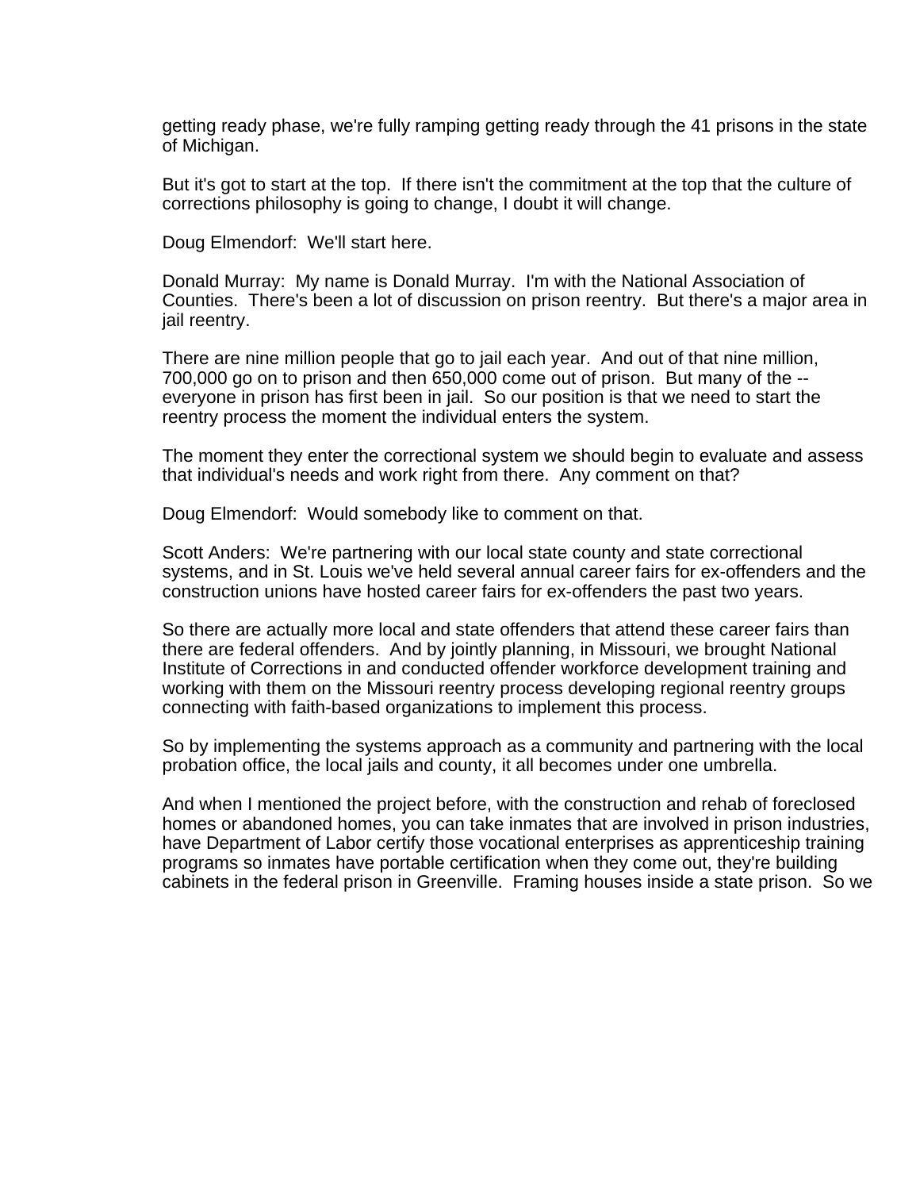getting ready phase, we're fully ramping getting ready through the 41 prisons in the state of Michigan.

But it's got to start at the top. If there isn't the commitment at the top that the culture of corrections philosophy is going to change, I doubt it will change.

Doug Elmendorf: We'll start here.

Donald Murray: My name is Donald Murray. I'm with the National Association of Counties. There's been a lot of discussion on prison reentry. But there's a major area in jail reentry.

There are nine million people that go to jail each year. And out of that nine million, 700,000 go on to prison and then 650,000 come out of prison. But many of the -- everyone in prison has first been in jail. So our position is that we need to start the reentry process the moment the individual enters the system.

The moment they enter the correctional system we should begin to evaluate and assess that individual's needs and work right from there. Any comment on that?

Doug Elmendorf: Would somebody like to comment on that.

Scott Anders: We're partnering with our local state county and state correctional systems, and in St. Louis we've held several annual career fairs for ex-offenders and the construction unions have hosted career fairs for ex-offenders the past two years.

So there are actually more local and state offenders that attend these career fairs than there are federal offenders. And by jointly planning, in Missouri, we brought National Institute of Corrections in and conducted offender workforce development training and working with them on the Missouri reentry process developing regional reentry groups connecting with faith-based organizations to implement this process.

So by implementing the systems approach as a community and partnering with the local probation office, the local jails and county, it all becomes under one umbrella.

And when I mentioned the project before, with the construction and rehab of foreclosed homes or abandoned homes, you can take inmates that are involved in prison industries, have Department of Labor certify those vocational enterprises as apprenticeship training programs so inmates have portable certification when they come out, they're building cabinets in the federal prison in Greenville. Framing houses inside a state prison. So we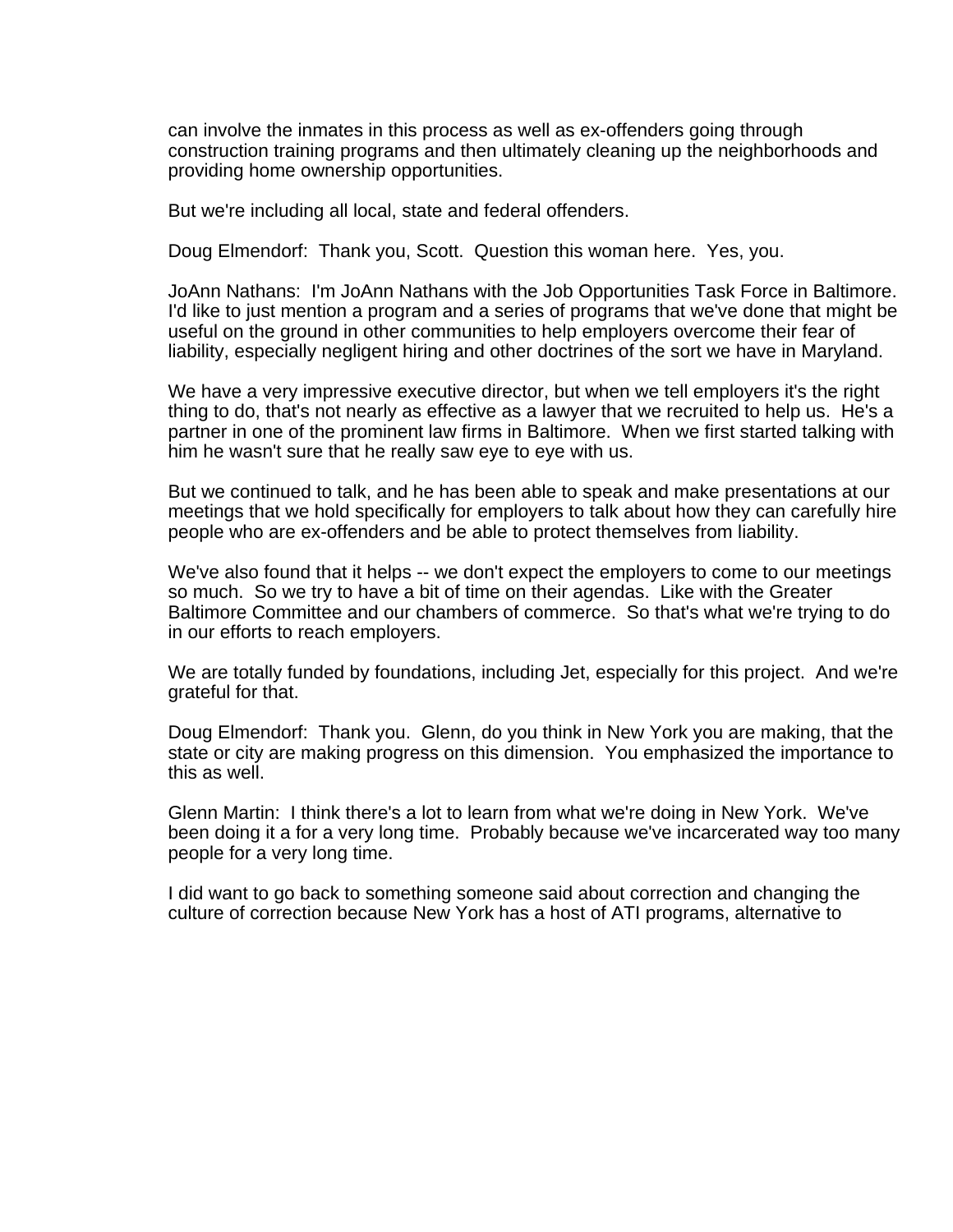can involve the inmates in this process as well as ex-offenders going through construction training programs and then ultimately cleaning up the neighborhoods and providing home ownership opportunities.

But we're including all local, state and federal offenders.

Doug Elmendorf: Thank you, Scott. Question this woman here. Yes, you.

JoAnn Nathans: I'm JoAnn Nathans with the Job Opportunities Task Force in Baltimore. I'd like to just mention a program and a series of programs that we've done that might be useful on the ground in other communities to help employers overcome their fear of liability, especially negligent hiring and other doctrines of the sort we have in Maryland.

We have a very impressive executive director, but when we tell employers it's the right thing to do, that's not nearly as effective as a lawyer that we recruited to help us. He's a partner in one of the prominent law firms in Baltimore. When we first started talking with him he wasn't sure that he really saw eye to eye with us.

But we continued to talk, and he has been able to speak and make presentations at our meetings that we hold specifically for employers to talk about how they can carefully hire people who are ex-offenders and be able to protect themselves from liability.

We've also found that it helps -- we don't expect the employers to come to our meetings so much. So we try to have a bit of time on their agendas. Like with the Greater Baltimore Committee and our chambers of commerce. So that's what we're trying to do in our efforts to reach employers.

We are totally funded by foundations, including Jet, especially for this project. And we're grateful for that.

Doug Elmendorf: Thank you. Glenn, do you think in New York you are making, that the state or city are making progress on this dimension. You emphasized the importance to this as well.

Glenn Martin: I think there's a lot to learn from what we're doing in New York. We've been doing it a for a very long time. Probably because we've incarcerated way too many people for a very long time.

I did want to go back to something someone said about correction and changing the culture of correction because New York has a host of ATI programs, alternative to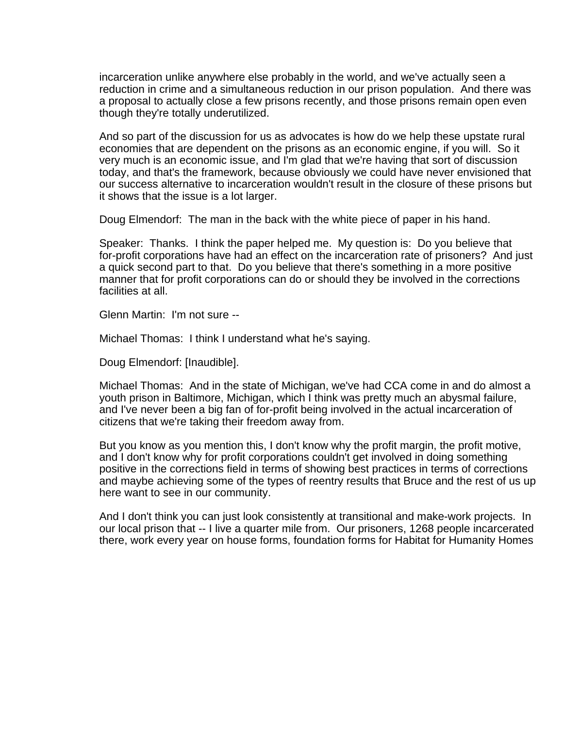incarceration unlike anywhere else probably in the world, and we've actually seen a reduction in crime and a simultaneous reduction in our prison population. And there was a proposal to actually close a few prisons recently, and those prisons remain open even though they're totally underutilized.

And so part of the discussion for us as advocates is how do we help these upstate rural economies that are dependent on the prisons as an economic engine, if you will. So it very much is an economic issue, and I'm glad that we're having that sort of discussion today, and that's the framework, because obviously we could have never envisioned that our success alternative to incarceration wouldn't result in the closure of these prisons but it shows that the issue is a lot larger.

Doug Elmendorf: The man in the back with the white piece of paper in his hand.

Speaker: Thanks. I think the paper helped me. My question is: Do you believe that for-profit corporations have had an effect on the incarceration rate of prisoners? And just a quick second part to that. Do you believe that there's something in a more positive manner that for profit corporations can do or should they be involved in the corrections facilities at all.

Glenn Martin: I'm not sure --

Michael Thomas: I think I understand what he's saying.

Doug Elmendorf: [Inaudible].

Michael Thomas: And in the state of Michigan, we've had CCA come in and do almost a youth prison in Baltimore, Michigan, which I think was pretty much an abysmal failure, and I've never been a big fan of for-profit being involved in the actual incarceration of citizens that we're taking their freedom away from.

But you know as you mention this, I don't know why the profit margin, the profit motive, and I don't know why for profit corporations couldn't get involved in doing something positive in the corrections field in terms of showing best practices in terms of corrections and maybe achieving some of the types of reentry results that Bruce and the rest of us up here want to see in our community.

And I don't think you can just look consistently at transitional and make-work projects. In our local prison that -- I live a quarter mile from. Our prisoners, 1268 people incarcerated there, work every year on house forms, foundation forms for Habitat for Humanity Homes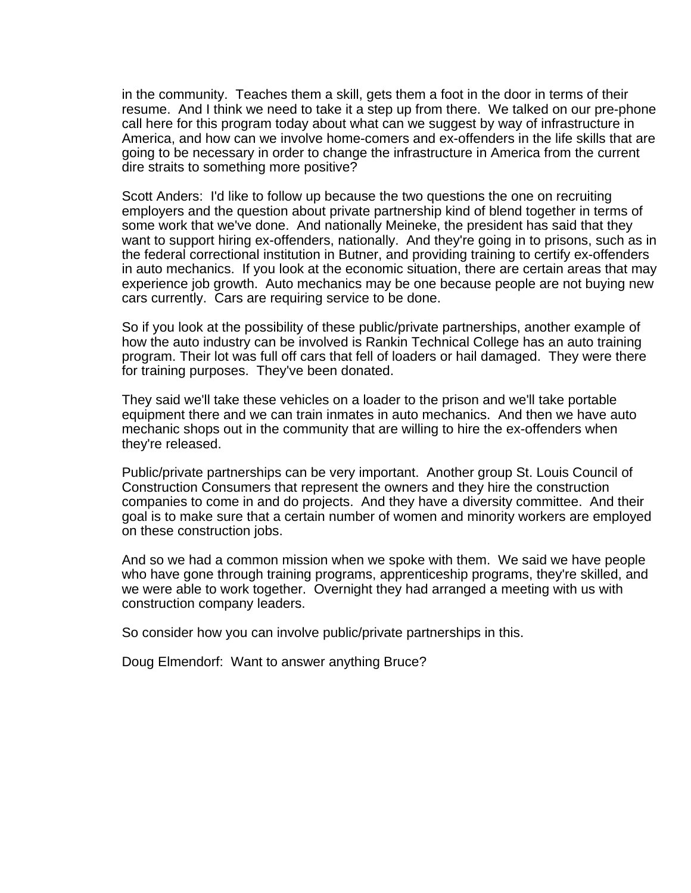in the community.  Teaches them a skill, gets them a foot in the door in terms of their resume.  And I think we need to take it a step up from there.  We talked on our pre-phone call here for this program today about what can we suggest by way of infrastructure in America, and how can we involve home-comers and ex-offenders in the life skills that are going to be necessary in order to change the infrastructure in America from the current dire straits to something more positive?

Scott Anders:  I'd like to follow up because the two questions the one on recruiting employers and the question about private partnership kind of blend together in terms of some work that we've done.  And nationally Meineke, the president has said that they want to support hiring ex-offenders, nationally.  And they're going in to prisons, such as in the federal correctional institution in Butner, and providing training to certify ex-offenders in auto mechanics.  If you look at the economic situation, there are certain areas that may experience job growth.  Auto mechanics may be one because people are not buying new cars currently.  Cars are requiring service to be done.

So if you look at the possibility of these public/private partnerships, another example of how the auto industry can be involved is Rankin Technical College has an auto training program. Their lot was full off cars that fell of loaders or hail damaged.  They were there for training purposes.  They've been donated.

They said we'll take these vehicles on a loader to the prison and we'll take portable equipment there and we can train inmates in auto mechanics.  And then we have auto mechanic shops out in the community that are willing to hire the ex-offenders when they're released.

Public/private partnerships can be very important.  Another group St. Louis Council of Construction Consumers that represent the owners and they hire the construction companies to come in and do projects.  And they have a diversity committee.  And their goal is to make sure that a certain number of women and minority workers are employed on these construction jobs.

And so we had a common mission when we spoke with them.  We said we have people who have gone through training programs, apprenticeship programs, they're skilled, and we were able to work together.  Overnight they had arranged a meeting with us with construction company leaders.

So consider how you can involve public/private partnerships in this.

Doug Elmendorf:  Want to answer anything Bruce?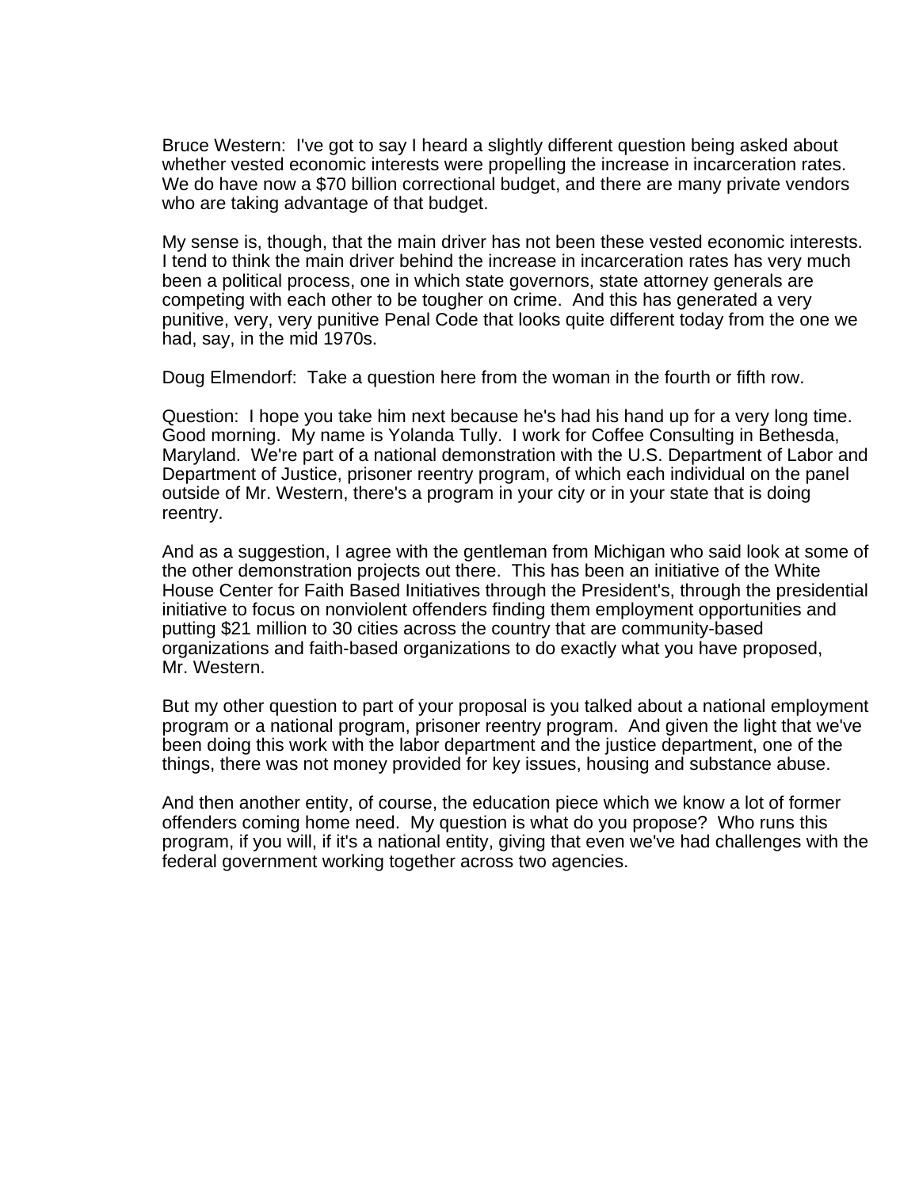Bruce Western: I've got to say I heard a slightly different question being asked about whether vested economic interests were propelling the increase in incarceration rates. We do have now a $70 billion correctional budget, and there are many private vendors who are taking advantage of that budget.

My sense is, though, that the main driver has not been these vested economic interests. I tend to think the main driver behind the increase in incarceration rates has very much been a political process, one in which state governors, state attorney generals are competing with each other to be tougher on crime. And this has generated a very punitive, very, very punitive Penal Code that looks quite different today from the one we had, say, in the mid 1970s.

Doug Elmendorf: Take a question here from the woman in the fourth or fifth row.

Question: I hope you take him next because he's had his hand up for a very long time. Good morning. My name is Yolanda Tully. I work for Coffee Consulting in Bethesda, Maryland. We're part of a national demonstration with the U.S. Department of Labor and Department of Justice, prisoner reentry program, of which each individual on the panel outside of Mr. Western, there's a program in your city or in your state that is doing reentry.

And as a suggestion, I agree with the gentleman from Michigan who said look at some of the other demonstration projects out there. This has been an initiative of the White House Center for Faith Based Initiatives through the President's, through the presidential initiative to focus on nonviolent offenders finding them employment opportunities and putting $21 million to 30 cities across the country that are community-based organizations and faith-based organizations to do exactly what you have proposed, Mr. Western.

But my other question to part of your proposal is you talked about a national employment program or a national program, prisoner reentry program. And given the light that we've been doing this work with the labor department and the justice department, one of the things, there was not money provided for key issues, housing and substance abuse.

And then another entity, of course, the education piece which we know a lot of former offenders coming home need. My question is what do you propose? Who runs this program, if you will, if it's a national entity, giving that even we've had challenges with the federal government working together across two agencies.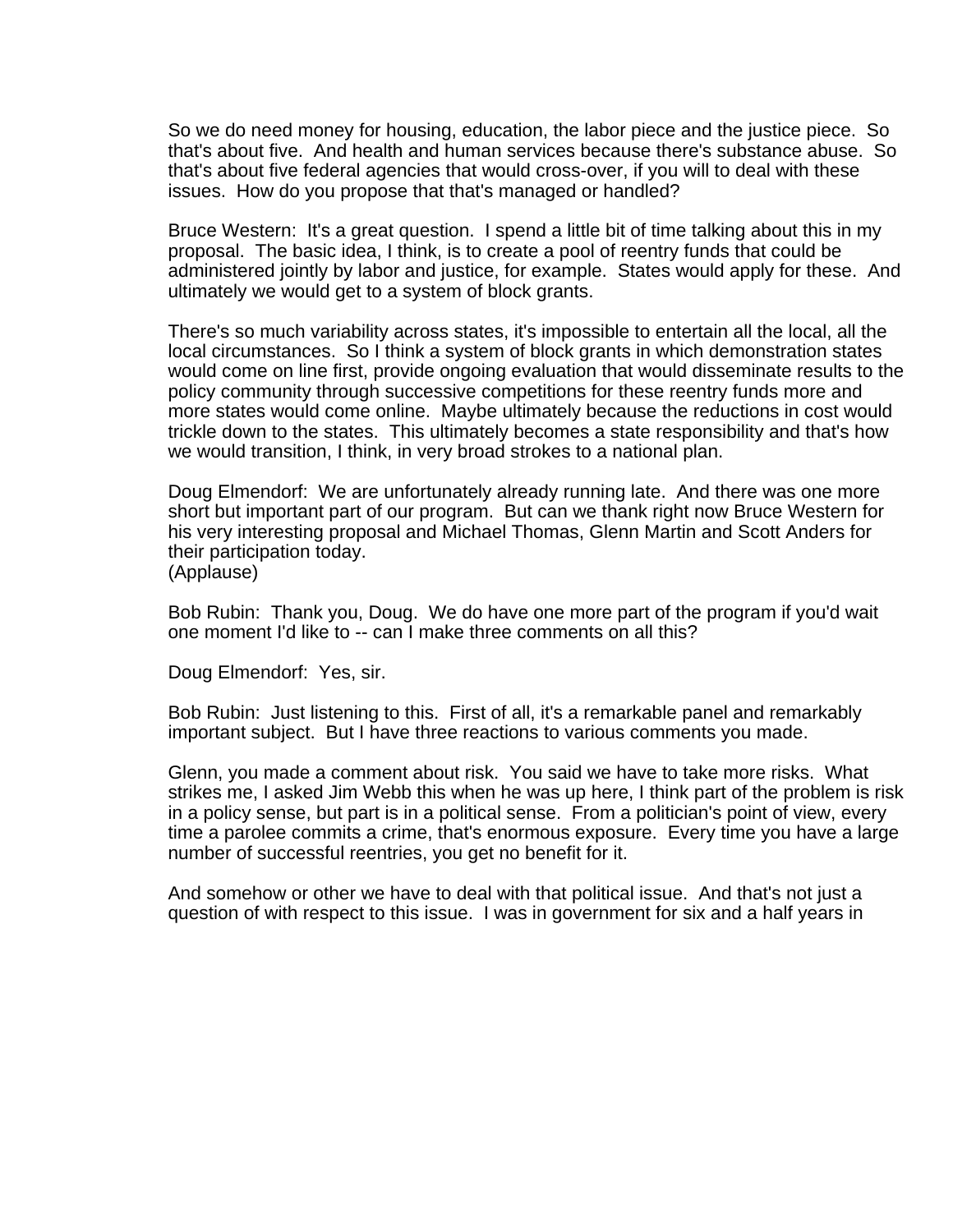So we do need money for housing, education, the labor piece and the justice piece. So that's about five. And health and human services because there's substance abuse. So that's about five federal agencies that would cross-over, if you will to deal with these issues. How do you propose that that's managed or handled?

Bruce Western: It's a great question. I spend a little bit of time talking about this in my proposal. The basic idea, I think, is to create a pool of reentry funds that could be administered jointly by labor and justice, for example. States would apply for these. And ultimately we would get to a system of block grants.

There's so much variability across states, it's impossible to entertain all the local, all the local circumstances. So I think a system of block grants in which demonstration states would come on line first, provide ongoing evaluation that would disseminate results to the policy community through successive competitions for these reentry funds more and more states would come online. Maybe ultimately because the reductions in cost would trickle down to the states. This ultimately becomes a state responsibility and that's how we would transition, I think, in very broad strokes to a national plan.

Doug Elmendorf: We are unfortunately already running late. And there was one more short but important part of our program. But can we thank right now Bruce Western for his very interesting proposal and Michael Thomas, Glenn Martin and Scott Anders for their participation today.
(Applause)

Bob Rubin: Thank you, Doug. We do have one more part of the program if you'd wait one moment I'd like to -- can I make three comments on all this?

Doug Elmendorf: Yes, sir.

Bob Rubin: Just listening to this. First of all, it's a remarkable panel and remarkably important subject. But I have three reactions to various comments you made.

Glenn, you made a comment about risk. You said we have to take more risks. What strikes me, I asked Jim Webb this when he was up here, I think part of the problem is risk in a policy sense, but part is in a political sense. From a politician's point of view, every time a parolee commits a crime, that's enormous exposure. Every time you have a large number of successful reentries, you get no benefit for it.

And somehow or other we have to deal with that political issue. And that's not just a question of with respect to this issue. I was in government for six and a half years in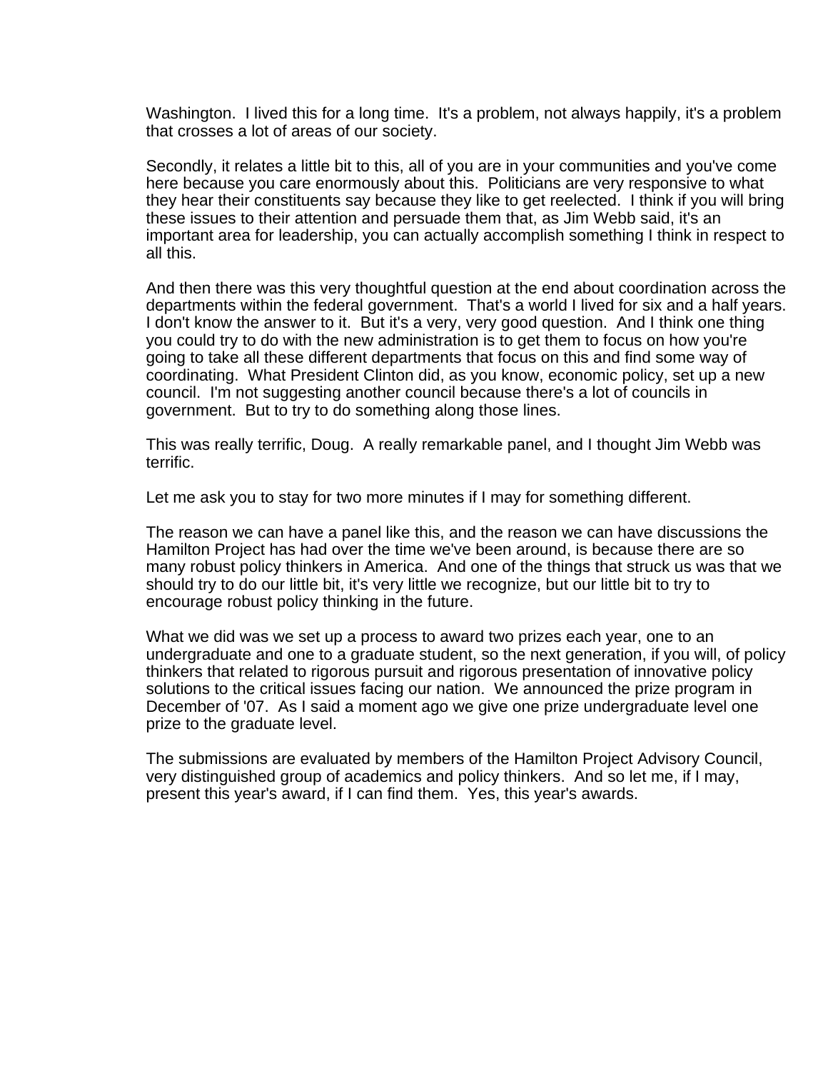Washington. I lived this for a long time. It's a problem, not always happily, it's a problem that crosses a lot of areas of our society.

Secondly, it relates a little bit to this, all of you are in your communities and you've come here because you care enormously about this. Politicians are very responsive to what they hear their constituents say because they like to get reelected. I think if you will bring these issues to their attention and persuade them that, as Jim Webb said, it's an important area for leadership, you can actually accomplish something I think in respect to all this.

And then there was this very thoughtful question at the end about coordination across the departments within the federal government. That's a world I lived for six and a half years. I don't know the answer to it. But it's a very, very good question. And I think one thing you could try to do with the new administration is to get them to focus on how you're going to take all these different departments that focus on this and find some way of coordinating. What President Clinton did, as you know, economic policy, set up a new council. I'm not suggesting another council because there's a lot of councils in government. But to try to do something along those lines.

This was really terrific, Doug. A really remarkable panel, and I thought Jim Webb was terrific.

Let me ask you to stay for two more minutes if I may for something different.

The reason we can have a panel like this, and the reason we can have discussions the Hamilton Project has had over the time we've been around, is because there are so many robust policy thinkers in America. And one of the things that struck us was that we should try to do our little bit, it's very little we recognize, but our little bit to try to encourage robust policy thinking in the future.

What we did was we set up a process to award two prizes each year, one to an undergraduate and one to a graduate student, so the next generation, if you will, of policy thinkers that related to rigorous pursuit and rigorous presentation of innovative policy solutions to the critical issues facing our nation. We announced the prize program in December of '07. As I said a moment ago we give one prize undergraduate level one prize to the graduate level.

The submissions are evaluated by members of the Hamilton Project Advisory Council, very distinguished group of academics and policy thinkers. And so let me, if I may, present this year's award, if I can find them. Yes, this year's awards.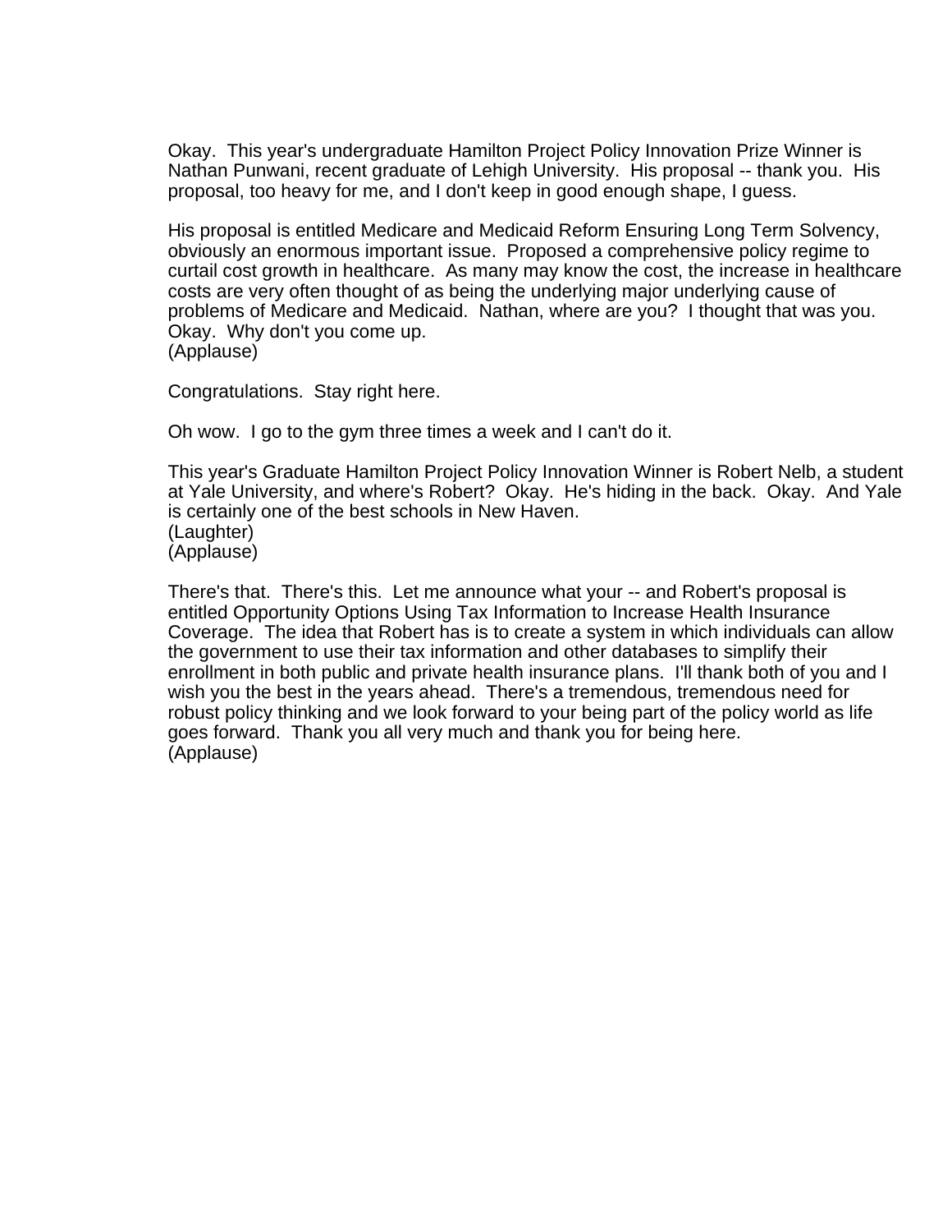Okay. This year's undergraduate Hamilton Project Policy Innovation Prize Winner is Nathan Punwani, recent graduate of Lehigh University. His proposal -- thank you. His proposal, too heavy for me, and I don't keep in good enough shape, I guess.

His proposal is entitled Medicare and Medicaid Reform Ensuring Long Term Solvency, obviously an enormous important issue. Proposed a comprehensive policy regime to curtail cost growth in healthcare. As many may know the cost, the increase in healthcare costs are very often thought of as being the underlying major underlying cause of problems of Medicare and Medicaid. Nathan, where are you? I thought that was you. Okay. Why don't you come up.
(Applause)

Congratulations. Stay right here.

Oh wow. I go to the gym three times a week and I can't do it.

This year's Graduate Hamilton Project Policy Innovation Winner is Robert Nelb, a student at Yale University, and where's Robert? Okay. He's hiding in the back. Okay. And Yale is certainly one of the best schools in New Haven.
(Laughter)
(Applause)

There's that. There's this. Let me announce what your -- and Robert's proposal is entitled Opportunity Options Using Tax Information to Increase Health Insurance Coverage. The idea that Robert has is to create a system in which individuals can allow the government to use their tax information and other databases to simplify their enrollment in both public and private health insurance plans. I'll thank both of you and I wish you the best in the years ahead. There's a tremendous, tremendous need for robust policy thinking and we look forward to your being part of the policy world as life goes forward. Thank you all very much and thank you for being here.
(Applause)